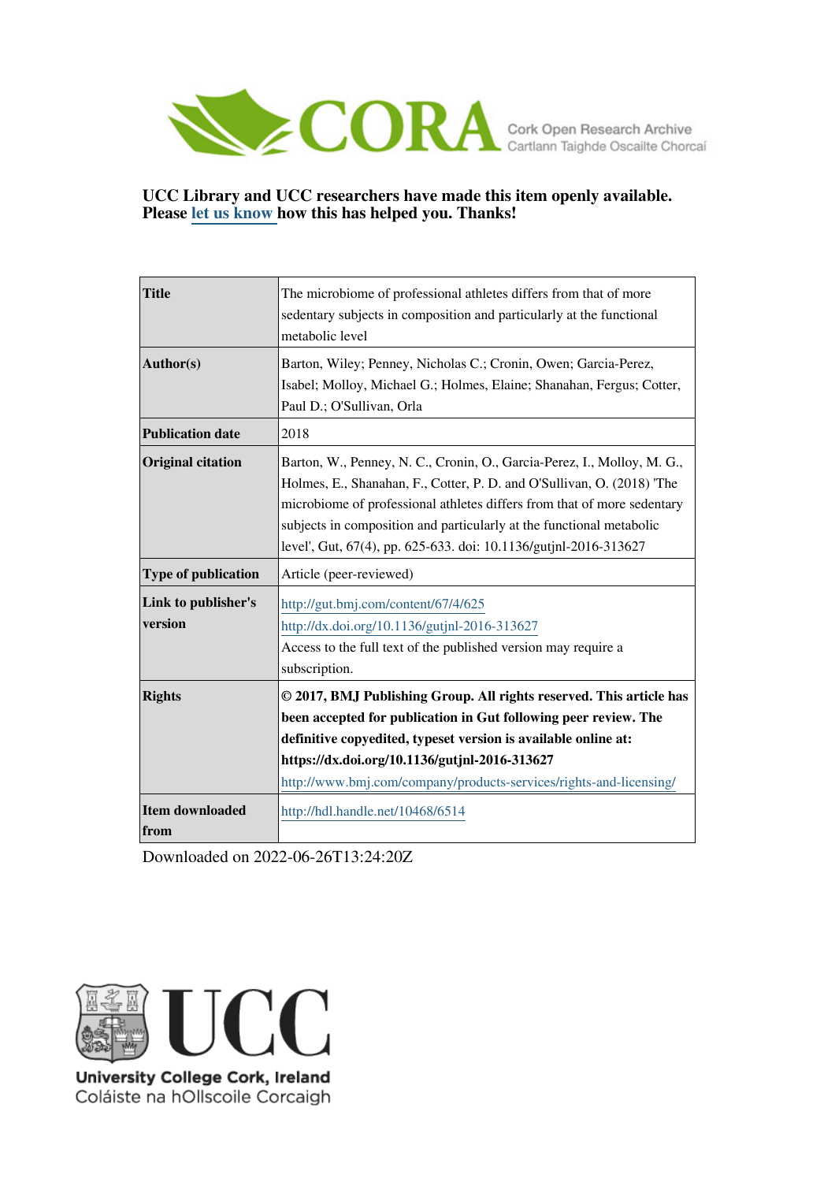CORA Cork Open Research Archive
Cartlann Taighde Oscailte Chorcaí

**UCC Library and UCC researchers have made this item openly available. Please let us know how this has helped you. Thanks!**

| | |
|---|---|
| **Title** | The microbiome of professional athletes differs from that of more sedentary subjects in composition and particularly at the functional metabolic level |
| **Author(s)** | Barton, Wiley; Penney, Nicholas C.; Cronin, Owen; Garcia-Perez, Isabel; Molloy, Michael G.; Holmes, Elaine; Shanahan, Fergus; Cotter, Paul D.; O'Sullivan, Orla |
| **Publication date** | 2018 |
| **Original citation** | Barton, W., Penney, N. C., Cronin, O., Garcia-Perez, I., Molloy, M. G., Holmes, E., Shanahan, F., Cotter, P. D. and O'Sullivan, O. (2018) 'The microbiome of professional athletes differs from that of more sedentary subjects in composition and particularly at the functional metabolic level', Gut, 67(4), pp. 625-633. doi: 10.1136/gutjnl-2016-313627 |
| **Type of publication** | Article (peer-reviewed) |
| **Link to publisher's version** | http://gut.bmj.com/content/67/4/625<br>http://dx.doi.org/10.1136/gutjnl-2016-313627<br>Access to the full text of the published version may require a subscription. |
| **Rights** | **© 2017, BMJ Publishing Group. All rights reserved. This article has been accepted for publication in Gut following peer review. The definitive copyedited, typeset version is available online at: https://dx.doi.org/10.1136/gutjnl-2016-313627**<br>http://www.bmj.com/company/products-services/rights-and-licensing/ |
| **Item downloaded from** | http://hdl.handle.net/10468/6514 |

Downloaded on 2022-06-26T13:24:20Z

UCC
University College Cork, Ireland
Coláiste na hOllscoile Corcaigh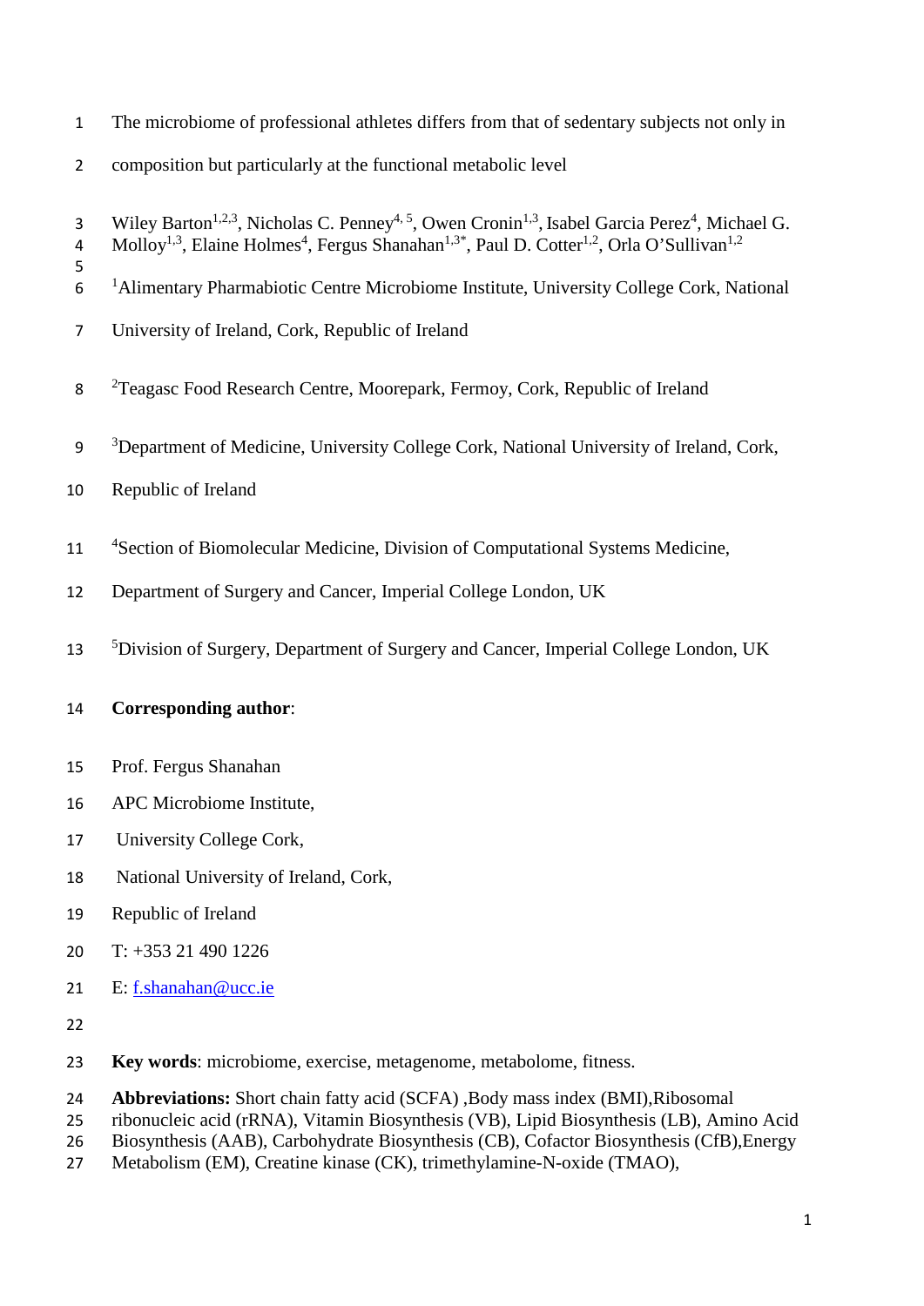# The microbiome of professional athletes differs from that of sedentary subjects not only in composition but particularly at the functional metabolic level

Wiley Barton[1,2,3], Nicholas C. Penney[4, 5], Owen Cronin[1,3], Isabel Garcia Perez[4], Michael G. Molloy[1,3], Elaine Holmes[4], Fergus Shanahan[1,3*], Paul D. Cotter[1,2], Orla O'Sullivan[1,2]

[1]Alimentary Pharmabiotic Centre Microbiome Institute, University College Cork, National University of Ireland, Cork, Republic of Ireland

[2]Teagasc Food Research Centre, Moorepark, Fermoy, Cork, Republic of Ireland

[3]Department of Medicine, University College Cork, National University of Ireland, Cork, Republic of Ireland

[4]Section of Biomolecular Medicine, Division of Computational Systems Medicine, Department of Surgery and Cancer, Imperial College London, UK

[5]Division of Surgery, Department of Surgery and Cancer, Imperial College London, UK

**Corresponding author**:

Prof. Fergus Shanahan
APC Microbiome Institute,
University College Cork,
National University of Ireland, Cork,
Republic of Ireland
T: +353 21 490 1226
E: f.shanahan@ucc.ie

**Key words**: microbiome, exercise, metagenome, metabolome, fitness.

**Abbreviations:** Short chain fatty acid (SCFA) ,Body mass index (BMI),Ribosomal ribonucleic acid (rRNA), Vitamin Biosynthesis (VB), Lipid Biosynthesis (LB), Amino Acid Biosynthesis (AAB), Carbohydrate Biosynthesis (CB), Cofactor Biosynthesis (CfB),Energy Metabolism (EM), Creatine kinase (CK), trimethylamine-N-oxide (TMAO),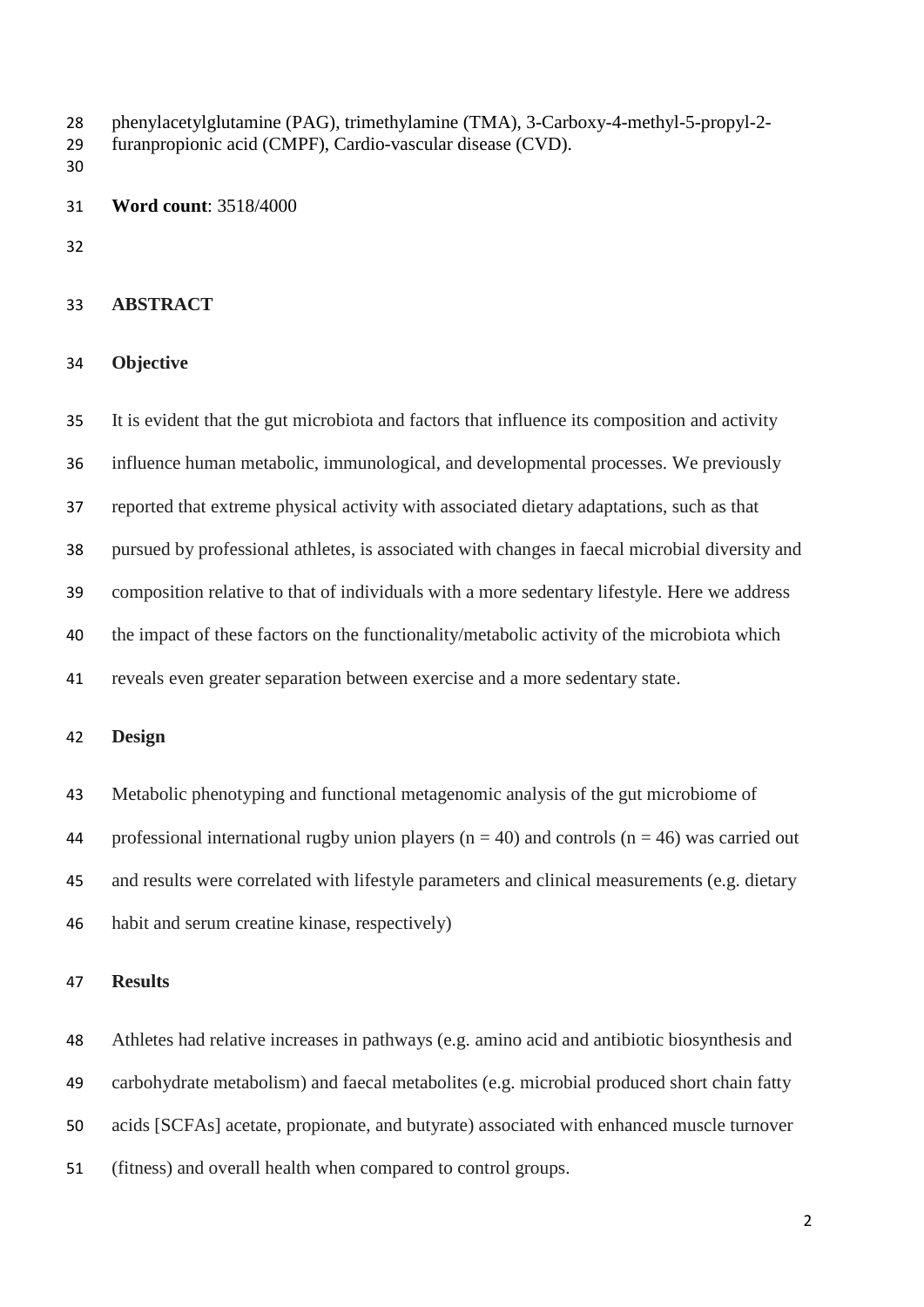phenylacetylglutamine (PAG), trimethylamine (TMA), 3-Carboxy-4-methyl-5-propyl-2-furanpropionic acid (CMPF), Cardio-vascular disease (CVD).

**Word count**: 3518/4000

## ABSTRACT

### Objective

It is evident that the gut microbiota and factors that influence its composition and activity influence human metabolic, immunological, and developmental processes. We previously reported that extreme physical activity with associated dietary adaptations, such as that pursued by professional athletes, is associated with changes in faecal microbial diversity and composition relative to that of individuals with a more sedentary lifestyle. Here we address the impact of these factors on the functionality/metabolic activity of the microbiota which reveals even greater separation between exercise and a more sedentary state.

### Design

Metabolic phenotyping and functional metagenomic analysis of the gut microbiome of professional international rugby union players ($n = 40$) and controls ($n = 46$) was carried out and results were correlated with lifestyle parameters and clinical measurements (e.g. dietary habit and serum creatine kinase, respectively)

### Results

Athletes had relative increases in pathways (e.g. amino acid and antibiotic biosynthesis and carbohydrate metabolism) and faecal metabolites (e.g. microbial produced short chain fatty acids [SCFAs] acetate, propionate, and butyrate) associated with enhanced muscle turnover (fitness) and overall health when compared to control groups.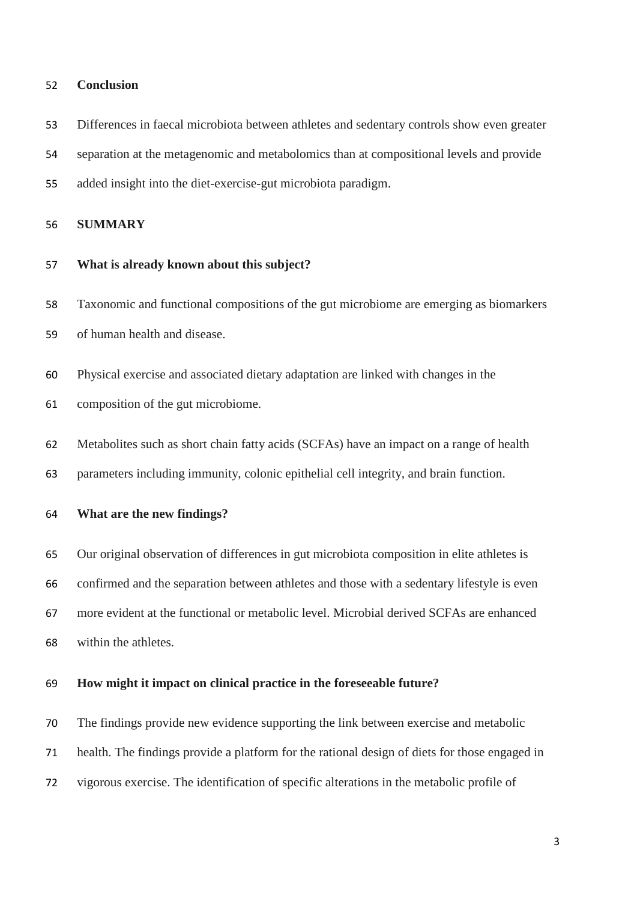**Conclusion**

Differences in faecal microbiota between athletes and sedentary controls show even greater separation at the metagenomic and metabolomics than at compositional levels and provide added insight into the diet-exercise-gut microbiota paradigm.

**SUMMARY**

**What is already known about this subject?**

Taxonomic and functional compositions of the gut microbiome are emerging as biomarkers of human health and disease.

Physical exercise and associated dietary adaptation are linked with changes in the composition of the gut microbiome.

Metabolites such as short chain fatty acids (SCFAs) have an impact on a range of health parameters including immunity, colonic epithelial cell integrity, and brain function.

**What are the new findings?**

Our original observation of differences in gut microbiota composition in elite athletes is confirmed and the separation between athletes and those with a sedentary lifestyle is even more evident at the functional or metabolic level. Microbial derived SCFAs are enhanced within the athletes.

**How might it impact on clinical practice in the foreseeable future?**

The findings provide new evidence supporting the link between exercise and metabolic health. The findings provide a platform for the rational design of diets for those engaged in vigorous exercise. The identification of specific alterations in the metabolic profile of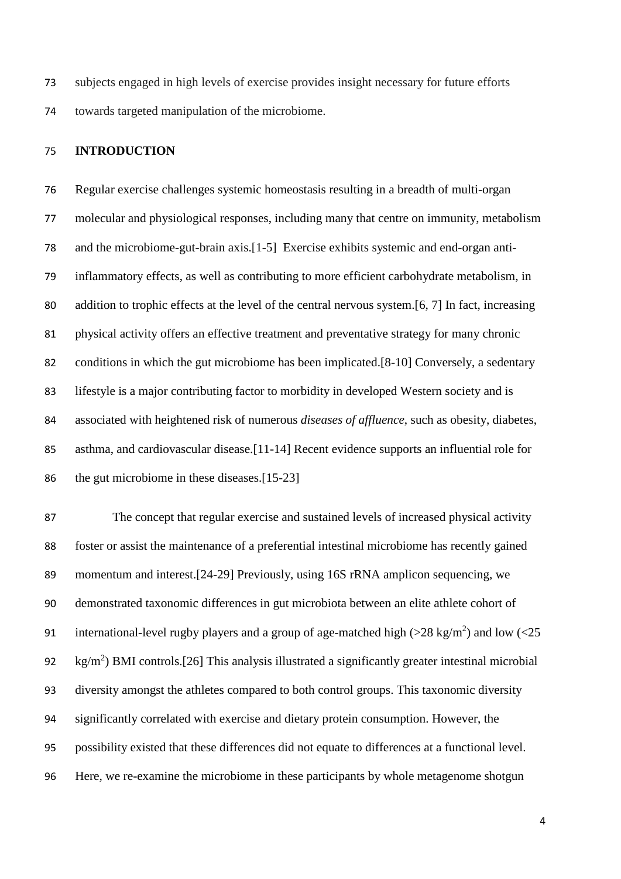subjects engaged in high levels of exercise provides insight necessary for future efforts towards targeted manipulation of the microbiome.

## INTRODUCTION

Regular exercise challenges systemic homeostasis resulting in a breadth of multi-organ molecular and physiological responses, including many that centre on immunity, metabolism and the microbiome-gut-brain axis.[1-5] Exercise exhibits systemic and end-organ anti-inflammatory effects, as well as contributing to more efficient carbohydrate metabolism, in addition to trophic effects at the level of the central nervous system.[6, 7] In fact, increasing physical activity offers an effective treatment and preventative strategy for many chronic conditions in which the gut microbiome has been implicated.[8-10] Conversely, a sedentary lifestyle is a major contributing factor to morbidity in developed Western society and is associated with heightened risk of numerous *diseases of affluence*, such as obesity, diabetes, asthma, and cardiovascular disease.[11-14] Recent evidence supports an influential role for the gut microbiome in these diseases.[15-23]

The concept that regular exercise and sustained levels of increased physical activity foster or assist the maintenance of a preferential intestinal microbiome has recently gained momentum and interest.[24-29] Previously, using 16S rRNA amplicon sequencing, we demonstrated taxonomic differences in gut microbiota between an elite athlete cohort of international-level rugby players and a group of age-matched high (>28 kg/m$^2$) and low (<25 kg/m$^2$) BMI controls.[26] This analysis illustrated a significantly greater intestinal microbial diversity amongst the athletes compared to both control groups. This taxonomic diversity significantly correlated with exercise and dietary protein consumption. However, the possibility existed that these differences did not equate to differences at a functional level. Here, we re-examine the microbiome in these participants by whole metagenome shotgun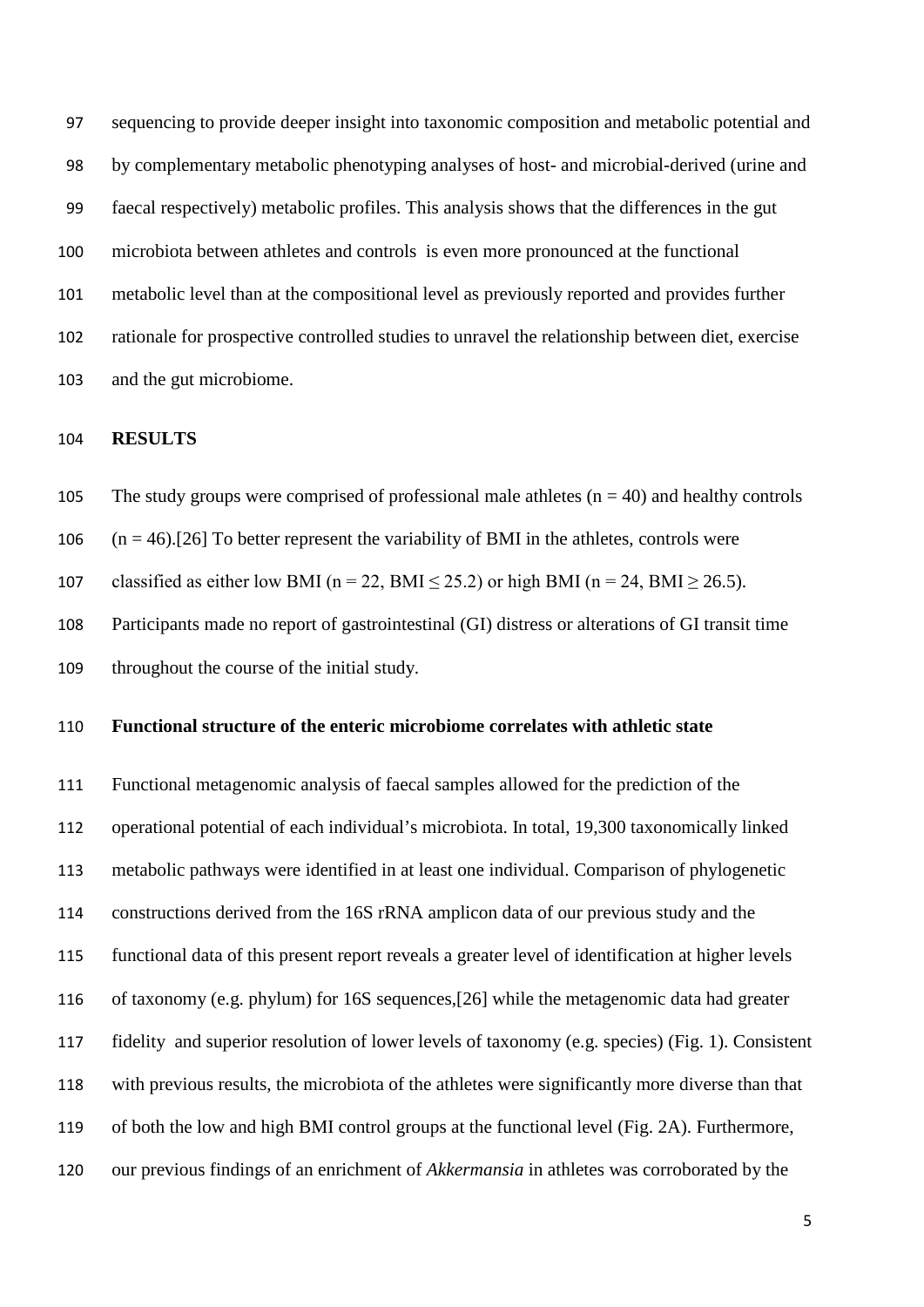sequencing to provide deeper insight into taxonomic composition and metabolic potential and by complementary metabolic phenotyping analyses of host- and microbial-derived (urine and faecal respectively) metabolic profiles. This analysis shows that the differences in the gut microbiota between athletes and controls is even more pronounced at the functional metabolic level than at the compositional level as previously reported and provides further rationale for prospective controlled studies to unravel the relationship between diet, exercise and the gut microbiome.

## RESULTS

The study groups were comprised of professional male athletes ($n = 40$) and healthy controls ($n = 46$).[26] To better represent the variability of BMI in the athletes, controls were classified as either low BMI ($n = 22$, BMI $\leq 25.2$) or high BMI ($n = 24$, BMI $\geq 26.5$). Participants made no report of gastrointestinal (GI) distress or alterations of GI transit time throughout the course of the initial study.

### Functional structure of the enteric microbiome correlates with athletic state

Functional metagenomic analysis of faecal samples allowed for the prediction of the operational potential of each individual's microbiota. In total, 19,300 taxonomically linked metabolic pathways were identified in at least one individual. Comparison of phylogenetic constructions derived from the 16S rRNA amplicon data of our previous study and the functional data of this present report reveals a greater level of identification at higher levels of taxonomy (e.g. phylum) for 16S sequences,[26] while the metagenomic data had greater fidelity and superior resolution of lower levels of taxonomy (e.g. species) (Fig. 1). Consistent with previous results, the microbiota of the athletes were significantly more diverse than that of both the low and high BMI control groups at the functional level (Fig. 2A). Furthermore, our previous findings of an enrichment of *Akkermansia* in athletes was corroborated by the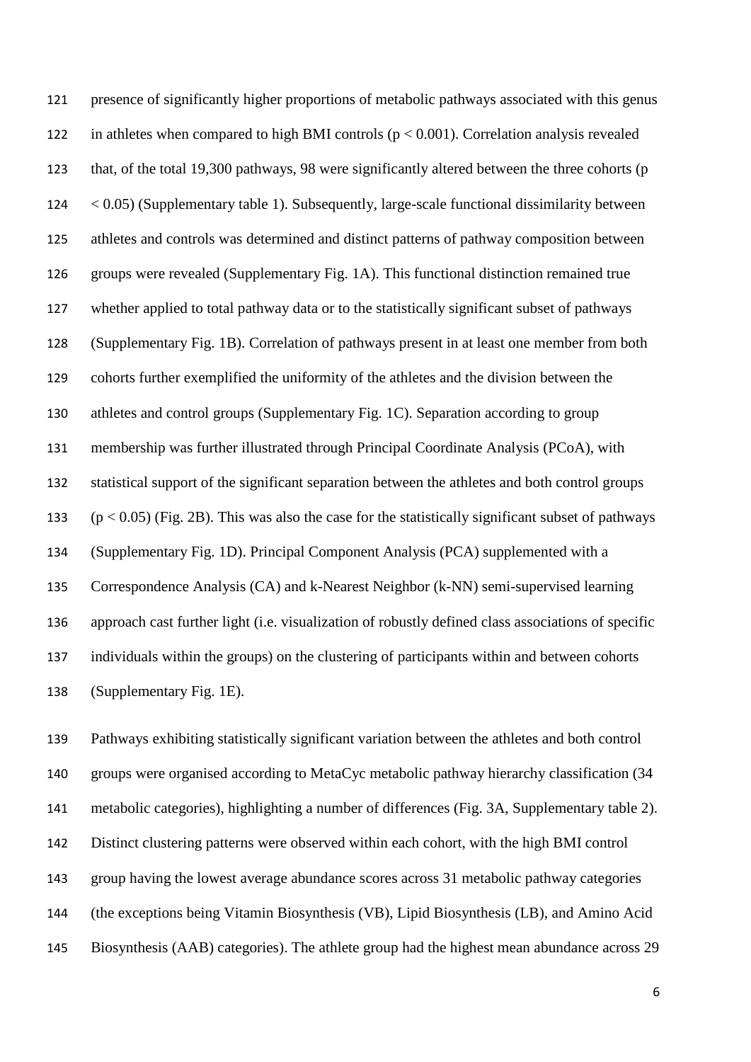presence of significantly higher proportions of metabolic pathways associated with this genus in athletes when compared to high BMI controls ($p < 0.001$). Correlation analysis revealed that, of the total 19,300 pathways, 98 were significantly altered between the three cohorts ($p < 0.05$) (Supplementary table 1). Subsequently, large-scale functional dissimilarity between athletes and controls was determined and distinct patterns of pathway composition between groups were revealed (Supplementary Fig. 1A). This functional distinction remained true whether applied to total pathway data or to the statistically significant subset of pathways (Supplementary Fig. 1B). Correlation of pathways present in at least one member from both cohorts further exemplified the uniformity of the athletes and the division between the athletes and control groups (Supplementary Fig. 1C). Separation according to group membership was further illustrated through Principal Coordinate Analysis (PCoA), with statistical support of the significant separation between the athletes and both control groups ($p < 0.05$) (Fig. 2B). This was also the case for the statistically significant subset of pathways (Supplementary Fig. 1D). Principal Component Analysis (PCA) supplemented with a Correspondence Analysis (CA) and k-Nearest Neighbor (k-NN) semi-supervised learning approach cast further light (i.e. visualization of robustly defined class associations of specific individuals within the groups) on the clustering of participants within and between cohorts (Supplementary Fig. 1E).

Pathways exhibiting statistically significant variation between the athletes and both control groups were organised according to MetaCyc metabolic pathway hierarchy classification (34 metabolic categories), highlighting a number of differences (Fig. 3A, Supplementary table 2). Distinct clustering patterns were observed within each cohort, with the high BMI control group having the lowest average abundance scores across 31 metabolic pathway categories (the exceptions being Vitamin Biosynthesis (VB), Lipid Biosynthesis (LB), and Amino Acid Biosynthesis (AAB) categories). The athlete group had the highest mean abundance across 29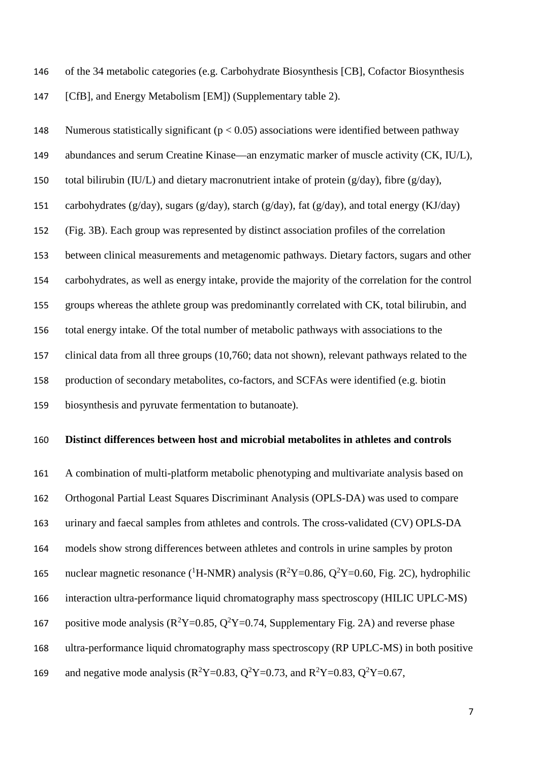of the 34 metabolic categories (e.g. Carbohydrate Biosynthesis [CB], Cofactor Biosynthesis [CfB], and Energy Metabolism [EM]) (Supplementary table 2).

Numerous statistically significant ($p < 0.05$) associations were identified between pathway abundances and serum Creatine Kinase—an enzymatic marker of muscle activity (CK, IU/L), total bilirubin (IU/L) and dietary macronutrient intake of protein (g/day), fibre (g/day), carbohydrates (g/day), sugars (g/day), starch (g/day), fat (g/day), and total energy (KJ/day) (Fig. 3B). Each group was represented by distinct association profiles of the correlation between clinical measurements and metagenomic pathways. Dietary factors, sugars and other carbohydrates, as well as energy intake, provide the majority of the correlation for the control groups whereas the athlete group was predominantly correlated with CK, total bilirubin, and total energy intake. Of the total number of metabolic pathways with associations to the clinical data from all three groups (10,760; data not shown), relevant pathways related to the production of secondary metabolites, co-factors, and SCFAs were identified (e.g. biotin biosynthesis and pyruvate fermentation to butanoate).

**Distinct differences between host and microbial metabolites in athletes and controls**

A combination of multi-platform metabolic phenotyping and multivariate analysis based on Orthogonal Partial Least Squares Discriminant Analysis (OPLS-DA) was used to compare urinary and faecal samples from athletes and controls. The cross-validated (CV) OPLS-DA models show strong differences between athletes and controls in urine samples by proton nuclear magnetic resonance ($^1$H-NMR) analysis ($R^2Y$=0.86, $Q^2Y$=0.60, Fig. 2C), hydrophilic interaction ultra-performance liquid chromatography mass spectroscopy (HILIC UPLC-MS) positive mode analysis ($R^2Y$=0.85, $Q^2Y$=0.74, Supplementary Fig. 2A) and reverse phase ultra-performance liquid chromatography mass spectroscopy (RP UPLC-MS) in both positive and negative mode analysis ($R^2Y$=0.83, $Q^2Y$=0.73, and $R^2Y$=0.83, $Q^2Y$=0.67,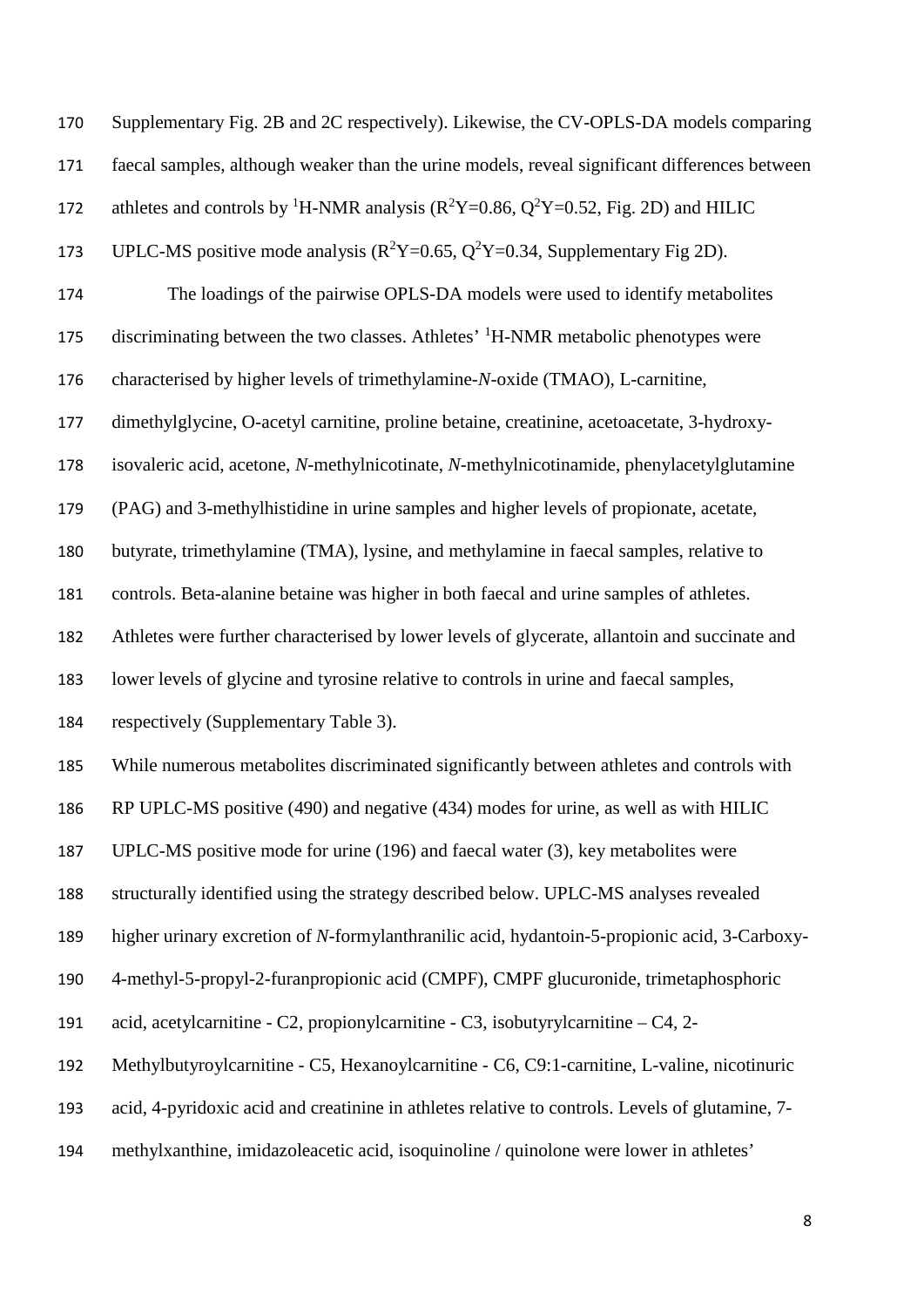Supplementary Fig. 2B and 2C respectively). Likewise, the CV-OPLS-DA models comparing faecal samples, although weaker than the urine models, reveal significant differences between athletes and controls by $^1$H-NMR analysis ($R^2Y$=0.86, $Q^2Y$=0.52, Fig. 2D) and HILIC UPLC-MS positive mode analysis ($R^2Y$=0.65, $Q^2Y$=0.34, Supplementary Fig 2D).

The loadings of the pairwise OPLS-DA models were used to identify metabolites discriminating between the two classes. Athletes' $^1$H-NMR metabolic phenotypes were characterised by higher levels of trimethylamine-*N*-oxide (TMAO), L-carnitine, dimethylglycine, O-acetyl carnitine, proline betaine, creatinine, acetoacetate, 3-hydroxy-isovaleric acid, acetone, *N*-methylnicotinate, *N*-methylnicotinamide, phenylacetylglutamine (PAG) and 3-methylhistidine in urine samples and higher levels of propionate, acetate, butyrate, trimethylamine (TMA), lysine, and methylamine in faecal samples, relative to controls. Beta-alanine betaine was higher in both faecal and urine samples of athletes. Athletes were further characterised by lower levels of glycerate, allantoin and succinate and lower levels of glycine and tyrosine relative to controls in urine and faecal samples, respectively (Supplementary Table 3).

While numerous metabolites discriminated significantly between athletes and controls with RP UPLC-MS positive (490) and negative (434) modes for urine, as well as with HILIC UPLC-MS positive mode for urine (196) and faecal water (3), key metabolites were structurally identified using the strategy described below. UPLC-MS analyses revealed higher urinary excretion of *N*-formylanthranilic acid, hydantoin-5-propionic acid, 3-Carboxy-4-methyl-5-propyl-2-furanpropionic acid (CMPF), CMPF glucuronide, trimetaphosphoric acid, acetylcarnitine - C2, propionylcarnitine - C3, isobutyrylcarnitine – C4, 2-Methylbutyroylcarnitine - C5, Hexanoylcarnitine - C6, C9:1-carnitine, L-valine, nicotinuric acid, 4-pyridoxic acid and creatinine in athletes relative to controls. Levels of glutamine, 7-methylxanthine, imidazoleacetic acid, isoquinoline / quinolone were lower in athletes'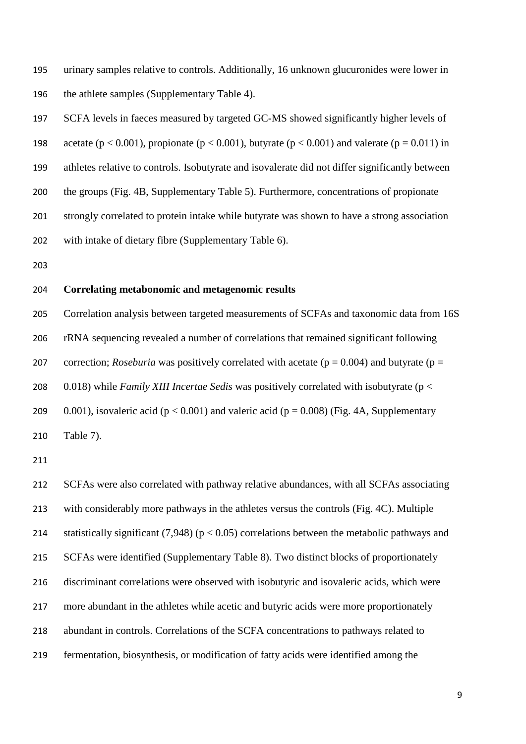urinary samples relative to controls. Additionally, 16 unknown glucuronides were lower in the athlete samples (Supplementary Table 4).

SCFA levels in faeces measured by targeted GC-MS showed significantly higher levels of acetate ($p < 0.001$), propionate ($p < 0.001$), butyrate ($p < 0.001$) and valerate ($p = 0.011$) in athletes relative to controls. Isobutyrate and isovalerate did not differ significantly between the groups (Fig. 4B, Supplementary Table 5). Furthermore, concentrations of propionate strongly correlated to protein intake while butyrate was shown to have a strong association with intake of dietary fibre (Supplementary Table 6).

**Correlating metabonomic and metagenomic results**

Correlation analysis between targeted measurements of SCFAs and taxonomic data from 16S rRNA sequencing revealed a number of correlations that remained significant following correction; *Roseburia* was positively correlated with acetate ($p = 0.004$) and butyrate ($p = 0.018$) while *Family XIII Incertae Sedis* was positively correlated with isobutyrate ($p < 0.001$), isovaleric acid ($p < 0.001$) and valeric acid ($p = 0.008$) (Fig. 4A, Supplementary Table 7).

SCFAs were also correlated with pathway relative abundances, with all SCFAs associating with considerably more pathways in the athletes versus the controls (Fig. 4C). Multiple statistically significant (7,948) ($p < 0.05$) correlations between the metabolic pathways and SCFAs were identified (Supplementary Table 8). Two distinct blocks of proportionately discriminant correlations were observed with isobutyric and isovaleric acids, which were more abundant in the athletes while acetic and butyric acids were more proportionately abundant in controls. Correlations of the SCFA concentrations to pathways related to fermentation, biosynthesis, or modification of fatty acids were identified among the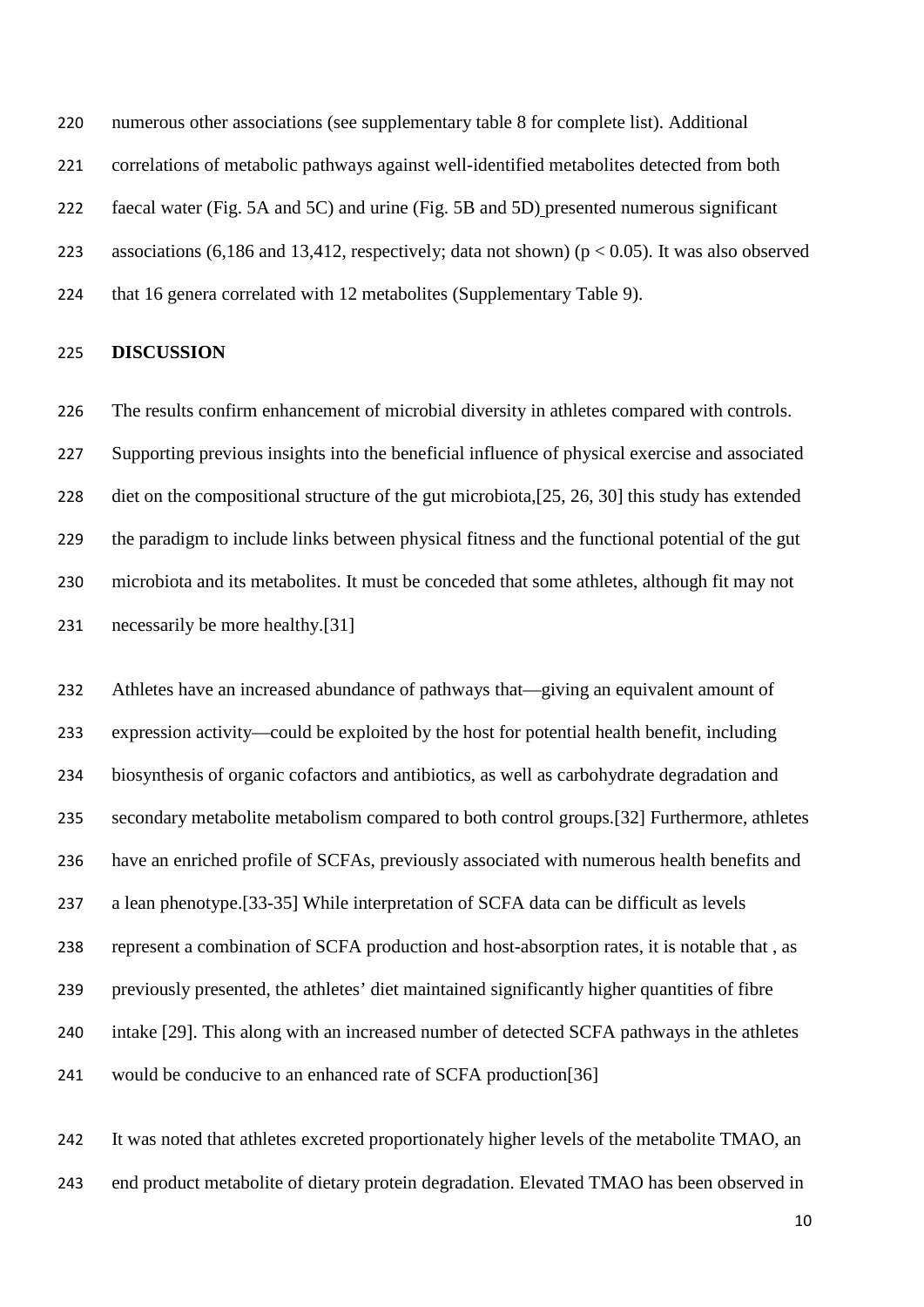numerous other associations (see supplementary table 8 for complete list). Additional correlations of metabolic pathways against well-identified metabolites detected from both faecal water (Fig. 5A and 5C) and urine (Fig. 5B and 5D) presented numerous significant associations (6,186 and 13,412, respectively; data not shown) ($p < 0.05$). It was also observed that 16 genera correlated with 12 metabolites (Supplementary Table 9).

## DISCUSSION

The results confirm enhancement of microbial diversity in athletes compared with controls. Supporting previous insights into the beneficial influence of physical exercise and associated diet on the compositional structure of the gut microbiota,[25, 26, 30] this study has extended the paradigm to include links between physical fitness and the functional potential of the gut microbiota and its metabolites. It must be conceded that some athletes, although fit may not necessarily be more healthy.[31]

Athletes have an increased abundance of pathways that—giving an equivalent amount of expression activity—could be exploited by the host for potential health benefit, including biosynthesis of organic cofactors and antibiotics, as well as carbohydrate degradation and secondary metabolite metabolism compared to both control groups.[32] Furthermore, athletes have an enriched profile of SCFAs, previously associated with numerous health benefits and a lean phenotype.[33-35] While interpretation of SCFA data can be difficult as levels represent a combination of SCFA production and host-absorption rates, it is notable that , as previously presented, the athletes' diet maintained significantly higher quantities of fibre intake [29]. This along with an increased number of detected SCFA pathways in the athletes would be conducive to an enhanced rate of SCFA production[36]

It was noted that athletes excreted proportionately higher levels of the metabolite TMAO, an end product metabolite of dietary protein degradation. Elevated TMAO has been observed in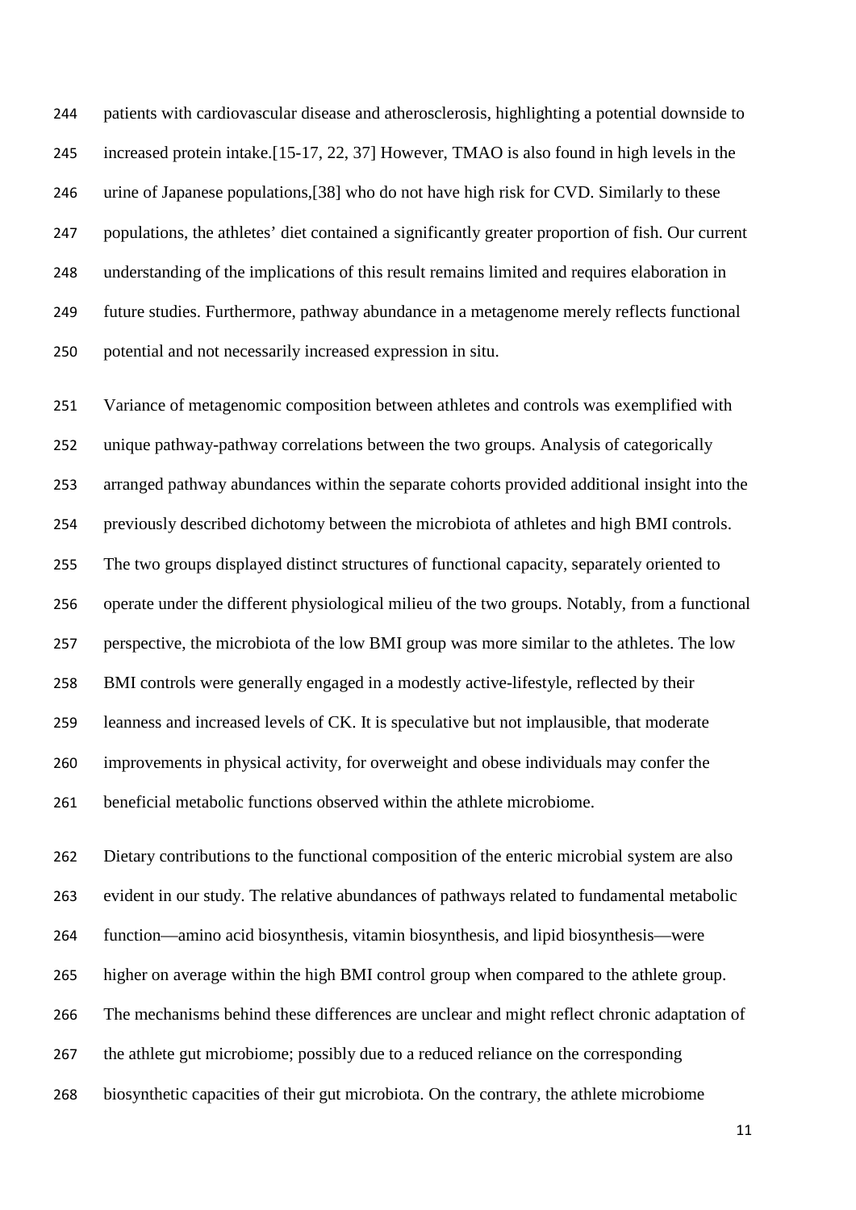patients with cardiovascular disease and atherosclerosis, highlighting a potential downside to increased protein intake.[15-17, 22, 37] However, TMAO is also found in high levels in the urine of Japanese populations,[38] who do not have high risk for CVD. Similarly to these populations, the athletes' diet contained a significantly greater proportion of fish. Our current understanding of the implications of this result remains limited and requires elaboration in future studies. Furthermore, pathway abundance in a metagenome merely reflects functional potential and not necessarily increased expression in situ.

Variance of metagenomic composition between athletes and controls was exemplified with unique pathway-pathway correlations between the two groups. Analysis of categorically arranged pathway abundances within the separate cohorts provided additional insight into the previously described dichotomy between the microbiota of athletes and high BMI controls. The two groups displayed distinct structures of functional capacity, separately oriented to operate under the different physiological milieu of the two groups. Notably, from a functional perspective, the microbiota of the low BMI group was more similar to the athletes. The low BMI controls were generally engaged in a modestly active-lifestyle, reflected by their leanness and increased levels of CK. It is speculative but not implausible, that moderate improvements in physical activity, for overweight and obese individuals may confer the beneficial metabolic functions observed within the athlete microbiome.

Dietary contributions to the functional composition of the enteric microbial system are also evident in our study. The relative abundances of pathways related to fundamental metabolic function—amino acid biosynthesis, vitamin biosynthesis, and lipid biosynthesis—were higher on average within the high BMI control group when compared to the athlete group. The mechanisms behind these differences are unclear and might reflect chronic adaptation of the athlete gut microbiome; possibly due to a reduced reliance on the corresponding biosynthetic capacities of their gut microbiota. On the contrary, the athlete microbiome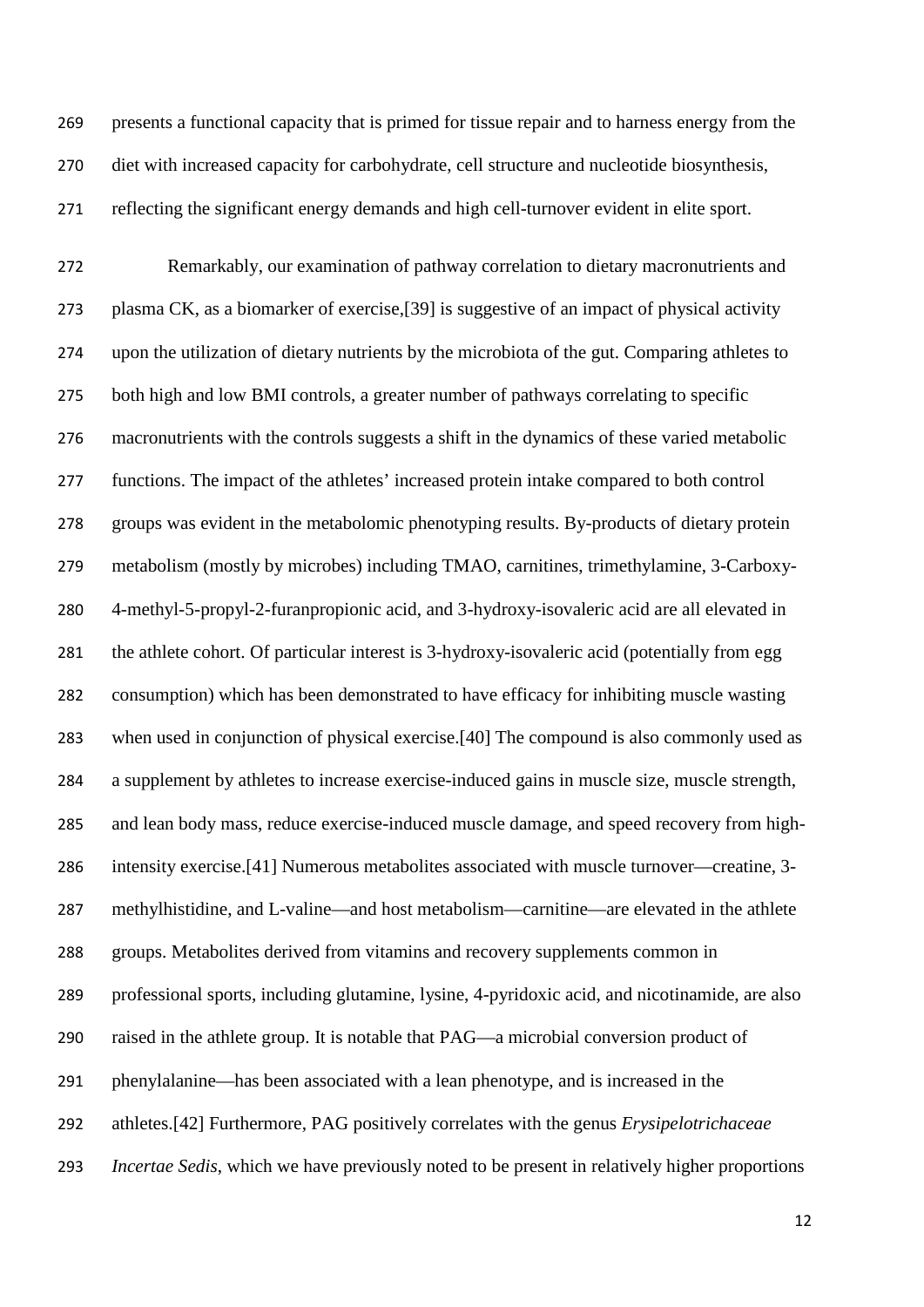presents a functional capacity that is primed for tissue repair and to harness energy from the diet with increased capacity for carbohydrate, cell structure and nucleotide biosynthesis, reflecting the significant energy demands and high cell-turnover evident in elite sport.

Remarkably, our examination of pathway correlation to dietary macronutrients and plasma CK, as a biomarker of exercise,[39] is suggestive of an impact of physical activity upon the utilization of dietary nutrients by the microbiota of the gut. Comparing athletes to both high and low BMI controls, a greater number of pathways correlating to specific macronutrients with the controls suggests a shift in the dynamics of these varied metabolic functions. The impact of the athletes' increased protein intake compared to both control groups was evident in the metabolomic phenotyping results. By-products of dietary protein metabolism (mostly by microbes) including TMAO, carnitines, trimethylamine, 3-Carboxy-4-methyl-5-propyl-2-furanpropionic acid, and 3-hydroxy-isovaleric acid are all elevated in the athlete cohort. Of particular interest is 3-hydroxy-isovaleric acid (potentially from egg consumption) which has been demonstrated to have efficacy for inhibiting muscle wasting when used in conjunction of physical exercise.[40] The compound is also commonly used as a supplement by athletes to increase exercise-induced gains in muscle size, muscle strength, and lean body mass, reduce exercise-induced muscle damage, and speed recovery from high-intensity exercise.[41] Numerous metabolites associated with muscle turnover—creatine, 3-methylhistidine, and L-valine—and host metabolism—carnitine—are elevated in the athlete groups. Metabolites derived from vitamins and recovery supplements common in professional sports, including glutamine, lysine, 4-pyridoxic acid, and nicotinamide, are also raised in the athlete group. It is notable that PAG—a microbial conversion product of phenylalanine—has been associated with a lean phenotype, and is increased in the athletes.[42] Furthermore, PAG positively correlates with the genus *Erysipelotrichaceae Incertae Sedis*, which we have previously noted to be present in relatively higher proportions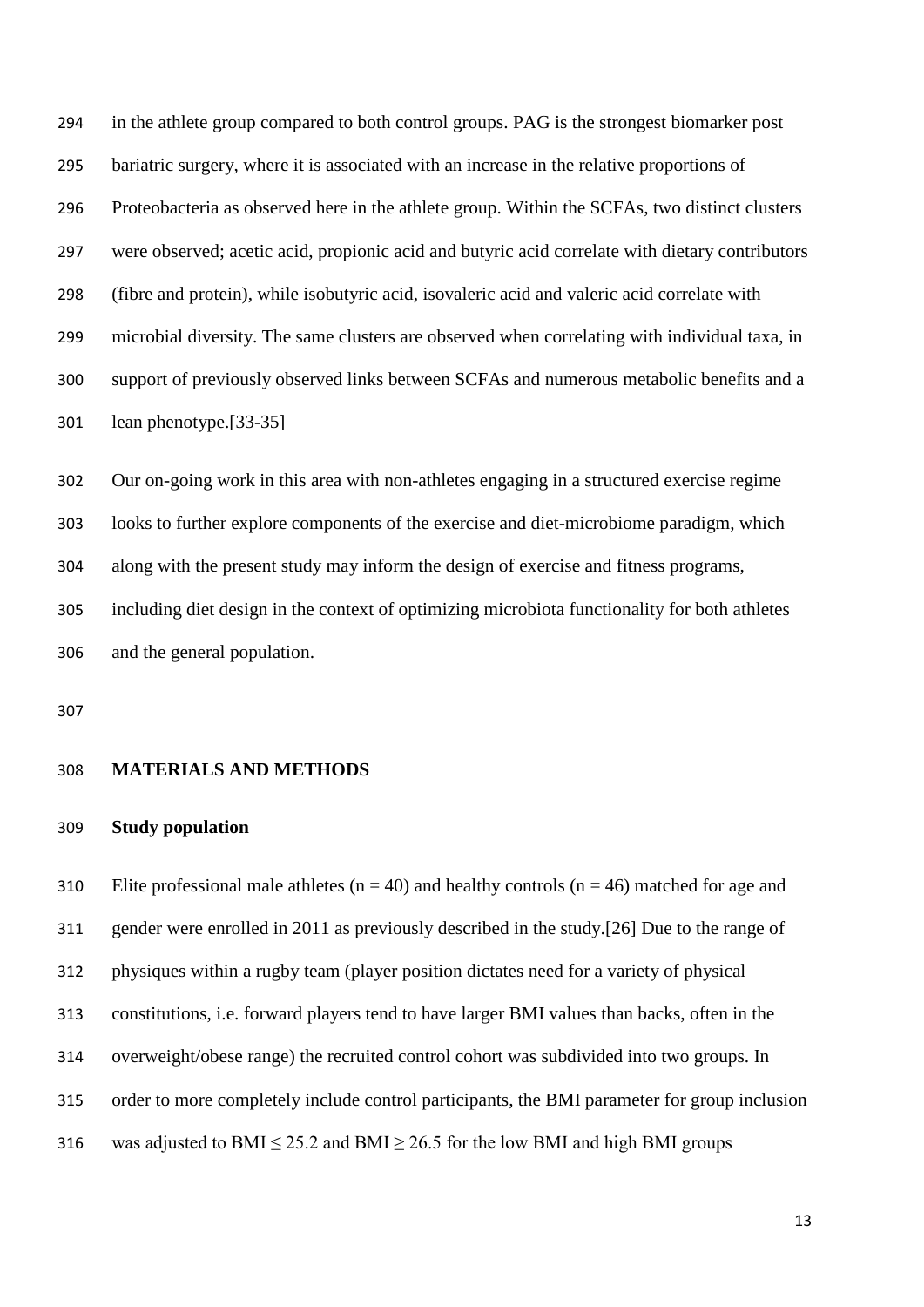in the athlete group compared to both control groups. PAG is the strongest biomarker post bariatric surgery, where it is associated with an increase in the relative proportions of Proteobacteria as observed here in the athlete group. Within the SCFAs, two distinct clusters were observed; acetic acid, propionic acid and butyric acid correlate with dietary contributors (fibre and protein), while isobutyric acid, isovaleric acid and valeric acid correlate with microbial diversity. The same clusters are observed when correlating with individual taxa, in support of previously observed links between SCFAs and numerous metabolic benefits and a lean phenotype.[33-35]

Our on-going work in this area with non-athletes engaging in a structured exercise regime looks to further explore components of the exercise and diet-microbiome paradigm, which along with the present study may inform the design of exercise and fitness programs, including diet design in the context of optimizing microbiota functionality for both athletes and the general population.

## MATERIALS AND METHODS

### Study population

Elite professional male athletes ($n = 40$) and healthy controls ($n = 46$) matched for age and gender were enrolled in 2011 as previously described in the study.[26] Due to the range of physiques within a rugby team (player position dictates need for a variety of physical constitutions, i.e. forward players tend to have larger BMI values than backs, often in the overweight/obese range) the recruited control cohort was subdivided into two groups. In order to more completely include control participants, the BMI parameter for group inclusion was adjusted to BMI $\leq 25.2$ and BMI $\geq 26.5$ for the low BMI and high BMI groups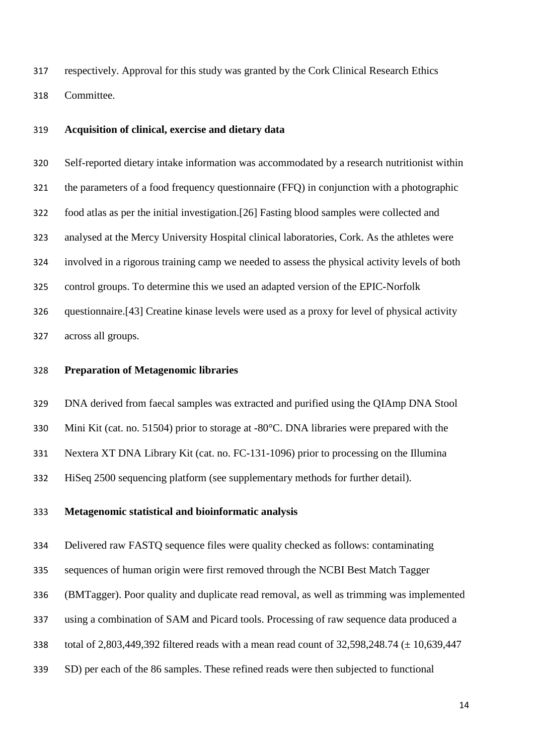respectively. Approval for this study was granted by the Cork Clinical Research Ethics Committee.

### Acquisition of clinical, exercise and dietary data

Self-reported dietary intake information was accommodated by a research nutritionist within the parameters of a food frequency questionnaire (FFQ) in conjunction with a photographic food atlas as per the initial investigation.[26] Fasting blood samples were collected and analysed at the Mercy University Hospital clinical laboratories, Cork. As the athletes were involved in a rigorous training camp we needed to assess the physical activity levels of both control groups. To determine this we used an adapted version of the EPIC-Norfolk questionnaire.[43] Creatine kinase levels were used as a proxy for level of physical activity across all groups.

### Preparation of Metagenomic libraries

DNA derived from faecal samples was extracted and purified using the QIAmp DNA Stool Mini Kit (cat. no. 51504) prior to storage at -80°C. DNA libraries were prepared with the Nextera XT DNA Library Kit (cat. no. FC-131-1096) prior to processing on the Illumina HiSeq 2500 sequencing platform (see supplementary methods for further detail).

### Metagenomic statistical and bioinformatic analysis

Delivered raw FASTQ sequence files were quality checked as follows: contaminating sequences of human origin were first removed through the NCBI Best Match Tagger (BMTagger). Poor quality and duplicate read removal, as well as trimming was implemented using a combination of SAM and Picard tools. Processing of raw sequence data produced a total of 2,803,449,392 filtered reads with a mean read count of 32,598,248.74 (± 10,639,447 SD) per each of the 86 samples. These refined reads were then subjected to functional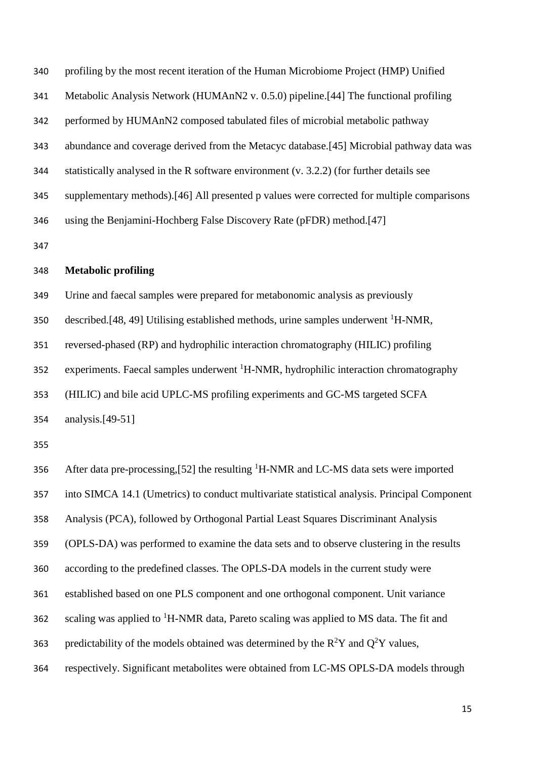profiling by the most recent iteration of the Human Microbiome Project (HMP) Unified Metabolic Analysis Network (HUMAnN2 v. 0.5.0) pipeline.[44] The functional profiling performed by HUMAnN2 composed tabulated files of microbial metabolic pathway abundance and coverage derived from the Metacyc database.[45] Microbial pathway data was statistically analysed in the R software environment (v. 3.2.2) (for further details see supplementary methods).[46] All presented p values were corrected for multiple comparisons using the Benjamini-Hochberg False Discovery Rate (pFDR) method.[47]

**Metabolic profiling**

Urine and faecal samples were prepared for metabonomic analysis as previously described.[48, 49] Utilising established methods, urine samples underwent $^1$H-NMR, reversed-phased (RP) and hydrophilic interaction chromatography (HILIC) profiling experiments. Faecal samples underwent $^1$H-NMR, hydrophilic interaction chromatography (HILIC) and bile acid UPLC-MS profiling experiments and GC-MS targeted SCFA analysis.[49-51]

After data pre-processing,[52] the resulting $^1$H-NMR and LC-MS data sets were imported into SIMCA 14.1 (Umetrics) to conduct multivariate statistical analysis. Principal Component Analysis (PCA), followed by Orthogonal Partial Least Squares Discriminant Analysis (OPLS-DA) was performed to examine the data sets and to observe clustering in the results according to the predefined classes. The OPLS-DA models in the current study were established based on one PLS component and one orthogonal component. Unit variance scaling was applied to $^1$H-NMR data, Pareto scaling was applied to MS data. The fit and predictability of the models obtained was determined by the $R^2Y$ and $Q^2Y$ values, respectively. Significant metabolites were obtained from LC-MS OPLS-DA models through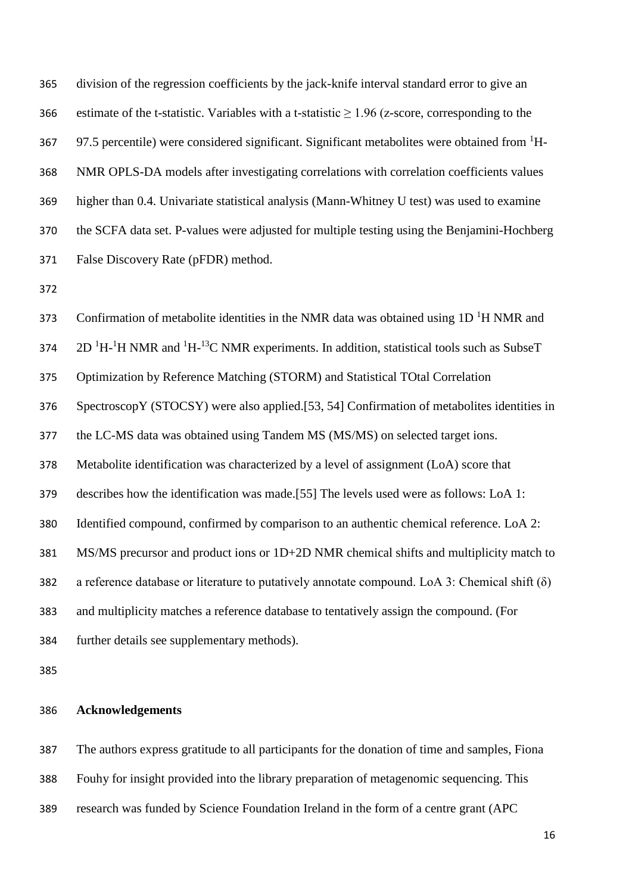division of the regression coefficients by the jack-knife interval standard error to give an estimate of the t-statistic. Variables with a t-statistic $\geq 1.96$ ($z$-score, corresponding to the 97.5 percentile) were considered significant. Significant metabolites were obtained from $^{1}$H-NMR OPLS-DA models after investigating correlations with correlation coefficients values higher than 0.4. Univariate statistical analysis (Mann-Whitney U test) was used to examine the SCFA data set. P-values were adjusted for multiple testing using the Benjamini-Hochberg False Discovery Rate (pFDR) method.

Confirmation of metabolite identities in the NMR data was obtained using 1D $^{1}$H NMR and 2D $^{1}$H-$^{1}$H NMR and $^{1}$H-$^{13}$C NMR experiments. In addition, statistical tools such as SubseT Optimization by Reference Matching (STORM) and Statistical TOtal Correlation SpectroscopY (STOCSY) were also applied.[53, 54] Confirmation of metabolites identities in the LC-MS data was obtained using Tandem MS (MS/MS) on selected target ions. Metabolite identification was characterized by a level of assignment (LoA) score that describes how the identification was made.[55] The levels used were as follows: LoA 1: Identified compound, confirmed by comparison to an authentic chemical reference. LoA 2: MS/MS precursor and product ions or 1D+2D NMR chemical shifts and multiplicity match to a reference database or literature to putatively annotate compound. LoA 3: Chemical shift ($\delta$) and multiplicity matches a reference database to tentatively assign the compound. (For further details see supplementary methods).

## Acknowledgements

The authors express gratitude to all participants for the donation of time and samples, Fiona Fouhy for insight provided into the library preparation of metagenomic sequencing. This research was funded by Science Foundation Ireland in the form of a centre grant (APC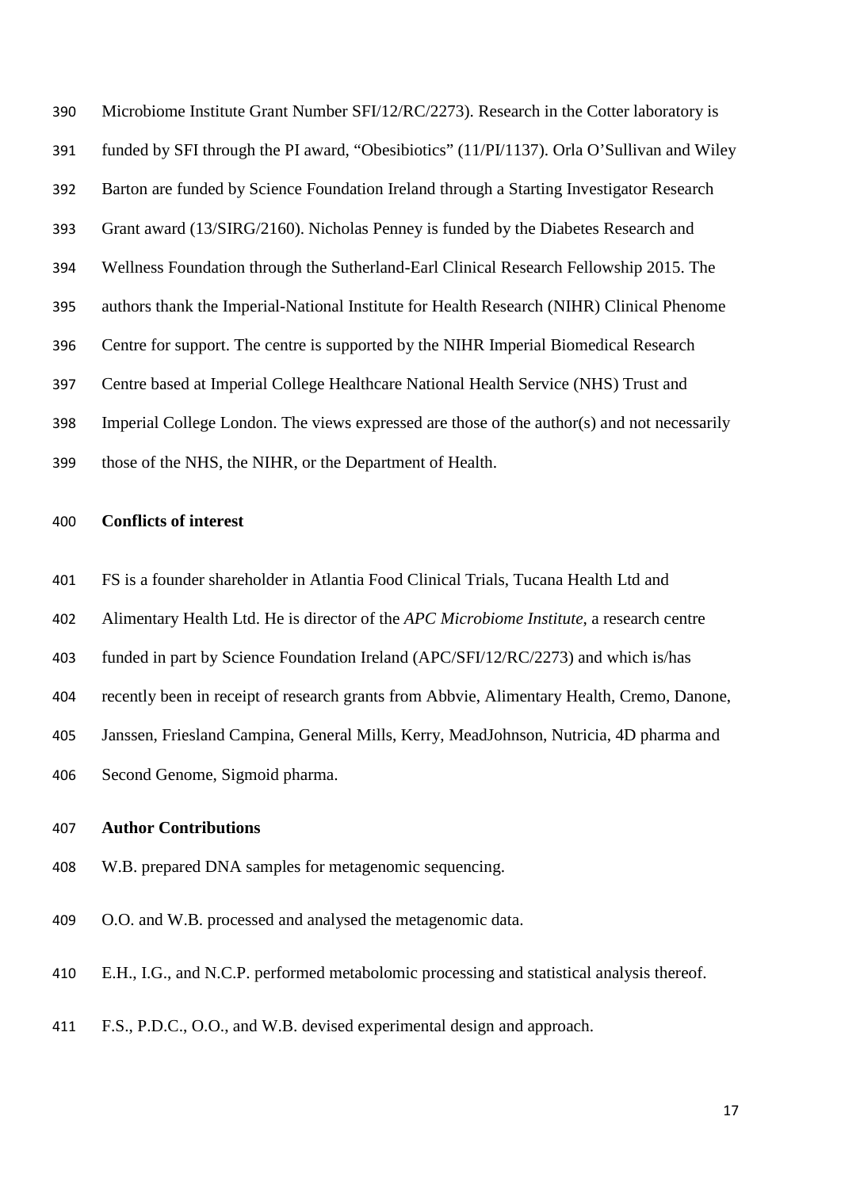Microbiome Institute Grant Number SFI/12/RC/2273). Research in the Cotter laboratory is funded by SFI through the PI award, "Obesibiotics" (11/PI/1137). Orla O'Sullivan and Wiley Barton are funded by Science Foundation Ireland through a Starting Investigator Research Grant award (13/SIRG/2160). Nicholas Penney is funded by the Diabetes Research and Wellness Foundation through the Sutherland-Earl Clinical Research Fellowship 2015. The authors thank the Imperial-National Institute for Health Research (NIHR) Clinical Phenome Centre for support. The centre is supported by the NIHR Imperial Biomedical Research Centre based at Imperial College Healthcare National Health Service (NHS) Trust and Imperial College London. The views expressed are those of the author(s) and not necessarily those of the NHS, the NIHR, or the Department of Health.

**Conflicts of interest**

FS is a founder shareholder in Atlantia Food Clinical Trials, Tucana Health Ltd and Alimentary Health Ltd. He is director of the *APC Microbiome Institute*, a research centre funded in part by Science Foundation Ireland (APC/SFI/12/RC/2273) and which is/has recently been in receipt of research grants from Abbvie, Alimentary Health, Cremo, Danone, Janssen, Friesland Campina, General Mills, Kerry, MeadJohnson, Nutricia, 4D pharma and Second Genome, Sigmoid pharma.

**Author Contributions**

W.B. prepared DNA samples for metagenomic sequencing.

O.O. and W.B. processed and analysed the metagenomic data.

E.H., I.G., and N.C.P. performed metabolomic processing and statistical analysis thereof.

F.S., P.D.C., O.O., and W.B. devised experimental design and approach.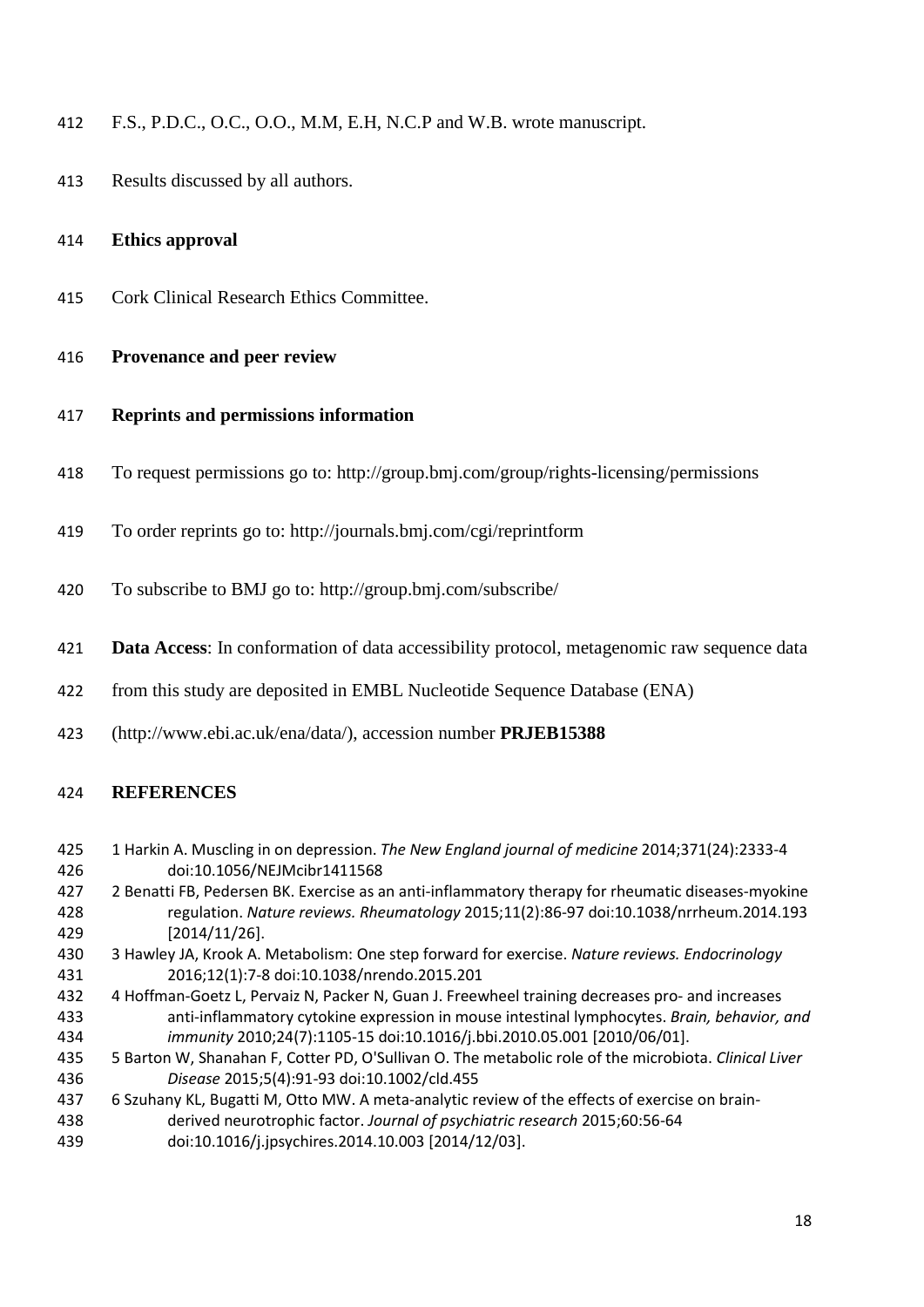F.S., P.D.C., O.C., O.O., M.M, E.H, N.C.P and W.B. wrote manuscript.

Results discussed by all authors.

**Ethics approval**

Cork Clinical Research Ethics Committee.

**Provenance and peer review**

**Reprints and permissions information**

To request permissions go to: http://group.bmj.com/group/rights-licensing/permissions

To order reprints go to: http://journals.bmj.com/cgi/reprintform

To subscribe to BMJ go to: http://group.bmj.com/subscribe/

**Data Access**: In conformation of data accessibility protocol, metagenomic raw sequence data from this study are deposited in EMBL Nucleotide Sequence Database (ENA) (http://www.ebi.ac.uk/ena/data/), accession number **PRJEB15388**

## REFERENCES

1 Harkin A. Muscling in on depression. *The New England journal of medicine* 2014;371(24):2333-4 doi:10.1056/NEJMcibr1411568

2 Benatti FB, Pedersen BK. Exercise as an anti-inflammatory therapy for rheumatic diseases-myokine regulation. *Nature reviews. Rheumatology* 2015;11(2):86-97 doi:10.1038/nrrheum.2014.193 [2014/11/26].

3 Hawley JA, Krook A. Metabolism: One step forward for exercise. *Nature reviews. Endocrinology* 2016;12(1):7-8 doi:10.1038/nrendo.2015.201

4 Hoffman-Goetz L, Pervaiz N, Packer N, Guan J. Freewheel training decreases pro- and increases anti-inflammatory cytokine expression in mouse intestinal lymphocytes. *Brain, behavior, and immunity* 2010;24(7):1105-15 doi:10.1016/j.bbi.2010.05.001 [2010/06/01].

5 Barton W, Shanahan F, Cotter PD, O'Sullivan O. The metabolic role of the microbiota. *Clinical Liver Disease* 2015;5(4):91-93 doi:10.1002/cld.455

6 Szuhany KL, Bugatti M, Otto MW. A meta-analytic review of the effects of exercise on brain-derived neurotrophic factor. *Journal of psychiatric research* 2015;60:56-64 doi:10.1016/j.jpsychires.2014.10.003 [2014/12/03].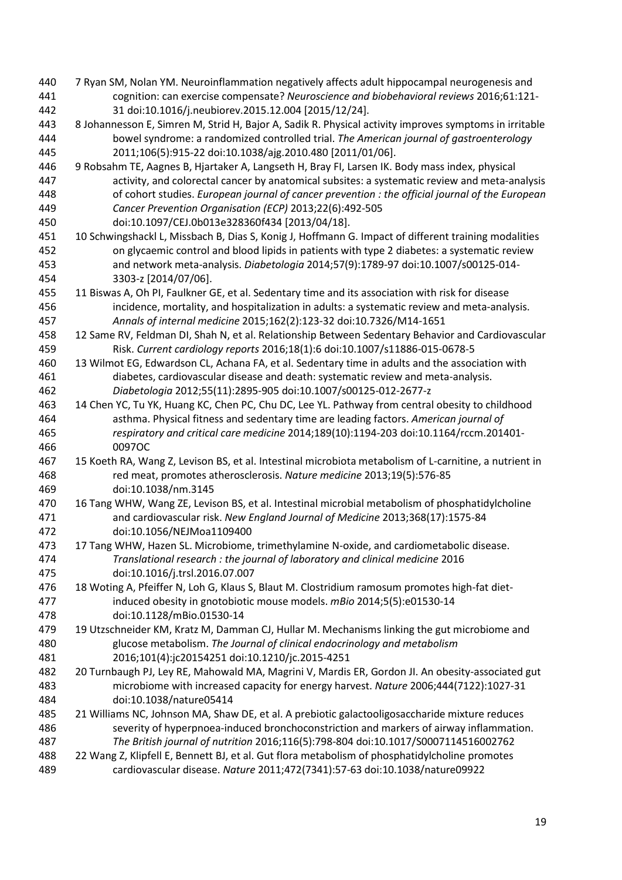7 Ryan SM, Nolan YM. Neuroinflammation negatively affects adult hippocampal neurogenesis and cognition: can exercise compensate? *Neuroscience and biobehavioral reviews* 2016;61:121-31 doi:10.1016/j.neubiorev.2015.12.004 [2015/12/24].

8 Johannesson E, Simren M, Strid H, Bajor A, Sadik R. Physical activity improves symptoms in irritable bowel syndrome: a randomized controlled trial. *The American journal of gastroenterology* 2011;106(5):915-22 doi:10.1038/ajg.2010.480 [2011/01/06].

9 Robsahm TE, Aagnes B, Hjartaker A, Langseth H, Bray FI, Larsen IK. Body mass index, physical activity, and colorectal cancer by anatomical subsites: a systematic review and meta-analysis of cohort studies. *European journal of cancer prevention : the official journal of the European Cancer Prevention Organisation (ECP)* 2013;22(6):492-505 doi:10.1097/CEJ.0b013e328360f434 [2013/04/18].

10 Schwingshackl L, Missbach B, Dias S, Konig J, Hoffmann G. Impact of different training modalities on glycaemic control and blood lipids in patients with type 2 diabetes: a systematic review and network meta-analysis. *Diabetologia* 2014;57(9):1789-97 doi:10.1007/s00125-014-3303-z [2014/07/06].

11 Biswas A, Oh PI, Faulkner GE, et al. Sedentary time and its association with risk for disease incidence, mortality, and hospitalization in adults: a systematic review and meta-analysis. *Annals of internal medicine* 2015;162(2):123-32 doi:10.7326/M14-1651

12 Same RV, Feldman DI, Shah N, et al. Relationship Between Sedentary Behavior and Cardiovascular Risk. *Current cardiology reports* 2016;18(1):6 doi:10.1007/s11886-015-0678-5

13 Wilmot EG, Edwardson CL, Achana FA, et al. Sedentary time in adults and the association with diabetes, cardiovascular disease and death: systematic review and meta-analysis. *Diabetologia* 2012;55(11):2895-905 doi:10.1007/s00125-012-2677-z

14 Chen YC, Tu YK, Huang KC, Chen PC, Chu DC, Lee YL. Pathway from central obesity to childhood asthma. Physical fitness and sedentary time are leading factors. *American journal of respiratory and critical care medicine* 2014;189(10):1194-203 doi:10.1164/rccm.201401-0097OC

15 Koeth RA, Wang Z, Levison BS, et al. Intestinal microbiota metabolism of L-carnitine, a nutrient in red meat, promotes atherosclerosis. *Nature medicine* 2013;19(5):576-85 doi:10.1038/nm.3145

16 Tang WHW, Wang ZE, Levison BS, et al. Intestinal microbial metabolism of phosphatidylcholine and cardiovascular risk. *New England Journal of Medicine* 2013;368(17):1575-84 doi:10.1056/NEJMoa1109400

17 Tang WHW, Hazen SL. Microbiome, trimethylamine N-oxide, and cardiometabolic disease. *Translational research : the journal of laboratory and clinical medicine* 2016 doi:10.1016/j.trsl.2016.07.007

18 Woting A, Pfeiffer N, Loh G, Klaus S, Blaut M. Clostridium ramosum promotes high-fat diet-induced obesity in gnotobiotic mouse models. *mBio* 2014;5(5):e01530-14 doi:10.1128/mBio.01530-14

19 Utzschneider KM, Kratz M, Damman CJ, Hullar M. Mechanisms linking the gut microbiome and glucose metabolism. *The Journal of clinical endocrinology and metabolism* 2016;101(4):jc20154251 doi:10.1210/jc.2015-4251

20 Turnbaugh PJ, Ley RE, Mahowald MA, Magrini V, Mardis ER, Gordon JI. An obesity-associated gut microbiome with increased capacity for energy harvest. *Nature* 2006;444(7122):1027-31 doi:10.1038/nature05414

21 Williams NC, Johnson MA, Shaw DE, et al. A prebiotic galactooligosaccharide mixture reduces severity of hyperpnoea-induced bronchoconstriction and markers of airway inflammation. *The British journal of nutrition* 2016;116(5):798-804 doi:10.1017/S0007114516002762

22 Wang Z, Klipfell E, Bennett BJ, et al. Gut flora metabolism of phosphatidylcholine promotes cardiovascular disease. *Nature* 2011;472(7341):57-63 doi:10.1038/nature09922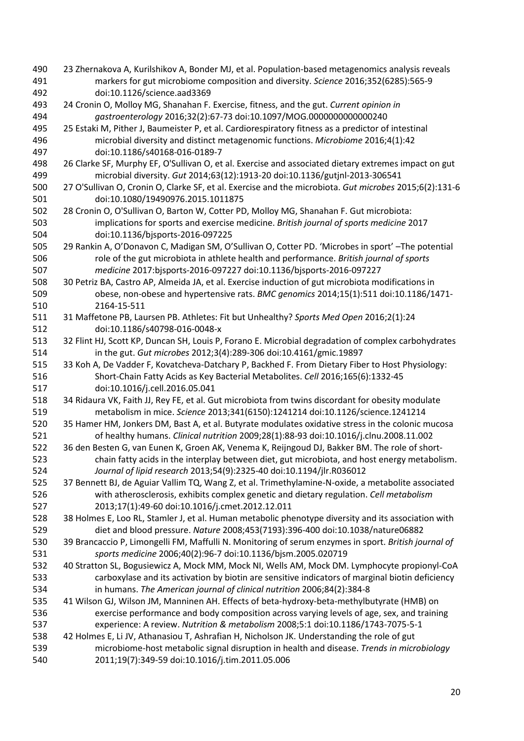23 Zhernakova A, Kurilshikov A, Bonder MJ, et al. Population-based metagenomics analysis reveals markers for gut microbiome composition and diversity. *Science* 2016;352(6285):565-9 doi:10.1126/science.aad3369

24 Cronin O, Molloy MG, Shanahan F. Exercise, fitness, and the gut. *Current opinion in gastroenterology* 2016;32(2):67-73 doi:10.1097/MOG.0000000000000240

25 Estaki M, Pither J, Baumeister P, et al. Cardiorespiratory fitness as a predictor of intestinal microbial diversity and distinct metagenomic functions. *Microbiome* 2016;4(1):42 doi:10.1186/s40168-016-0189-7

26 Clarke SF, Murphy EF, O'Sullivan O, et al. Exercise and associated dietary extremes impact on gut microbial diversity. *Gut* 2014;63(12):1913-20 doi:10.1136/gutjnl-2013-306541

27 O'Sullivan O, Cronin O, Clarke SF, et al. Exercise and the microbiota. *Gut microbes* 2015;6(2):131-6 doi:10.1080/19490976.2015.1011875

28 Cronin O, O'Sullivan O, Barton W, Cotter PD, Molloy MG, Shanahan F. Gut microbiota: implications for sports and exercise medicine. *British journal of sports medicine* 2017 doi:10.1136/bjsports-2016-097225

29 Rankin A, O'Donavon C, Madigan SM, O'Sullivan O, Cotter PD. 'Microbes in sport' –The potential role of the gut microbiota in athlete health and performance. *British journal of sports medicine* 2017:bjsports-2016-097227 doi:10.1136/bjsports-2016-097227

30 Petriz BA, Castro AP, Almeida JA, et al. Exercise induction of gut microbiota modifications in obese, non-obese and hypertensive rats. *BMC genomics* 2014;15(1):511 doi:10.1186/1471-2164-15-511

31 Maffetone PB, Laursen PB. Athletes: Fit but Unhealthy? *Sports Med Open* 2016;2(1):24 doi:10.1186/s40798-016-0048-x

32 Flint HJ, Scott KP, Duncan SH, Louis P, Forano E. Microbial degradation of complex carbohydrates in the gut. *Gut microbes* 2012;3(4):289-306 doi:10.4161/gmic.19897

33 Koh A, De Vadder F, Kovatcheva-Datchary P, Backhed F. From Dietary Fiber to Host Physiology: Short-Chain Fatty Acids as Key Bacterial Metabolites. *Cell* 2016;165(6):1332-45 doi:10.1016/j.cell.2016.05.041

34 Ridaura VK, Faith JJ, Rey FE, et al. Gut microbiota from twins discordant for obesity modulate metabolism in mice. *Science* 2013;341(6150):1241214 doi:10.1126/science.1241214

35 Hamer HM, Jonkers DM, Bast A, et al. Butyrate modulates oxidative stress in the colonic mucosa of healthy humans. *Clinical nutrition* 2009;28(1):88-93 doi:10.1016/j.clnu.2008.11.002

36 den Besten G, van Eunen K, Groen AK, Venema K, Reijngoud DJ, Bakker BM. The role of short-chain fatty acids in the interplay between diet, gut microbiota, and host energy metabolism. *Journal of lipid research* 2013;54(9):2325-40 doi:10.1194/jlr.R036012

37 Bennett BJ, de Aguiar Vallim TQ, Wang Z, et al. Trimethylamine-N-oxide, a metabolite associated with atherosclerosis, exhibits complex genetic and dietary regulation. *Cell metabolism* 2013;17(1):49-60 doi:10.1016/j.cmet.2012.12.011

38 Holmes E, Loo RL, Stamler J, et al. Human metabolic phenotype diversity and its association with diet and blood pressure. *Nature* 2008;453(7193):396-400 doi:10.1038/nature06882

39 Brancaccio P, Limongelli FM, Maffulli N. Monitoring of serum enzymes in sport. *British journal of sports medicine* 2006;40(2):96-7 doi:10.1136/bjsm.2005.020719

40 Stratton SL, Bogusiewicz A, Mock MM, Mock NI, Wells AM, Mock DM. Lymphocyte propionyl-CoA carboxylase and its activation by biotin are sensitive indicators of marginal biotin deficiency in humans. *The American journal of clinical nutrition* 2006;84(2):384-8

41 Wilson GJ, Wilson JM, Manninen AH. Effects of beta-hydroxy-beta-methylbutyrate (HMB) on exercise performance and body composition across varying levels of age, sex, and training experience: A review. *Nutrition & metabolism* 2008;5:1 doi:10.1186/1743-7075-5-1

42 Holmes E, Li JV, Athanasiou T, Ashrafian H, Nicholson JK. Understanding the role of gut microbiome-host metabolic signal disruption in health and disease. *Trends in microbiology* 2011;19(7):349-59 doi:10.1016/j.tim.2011.05.006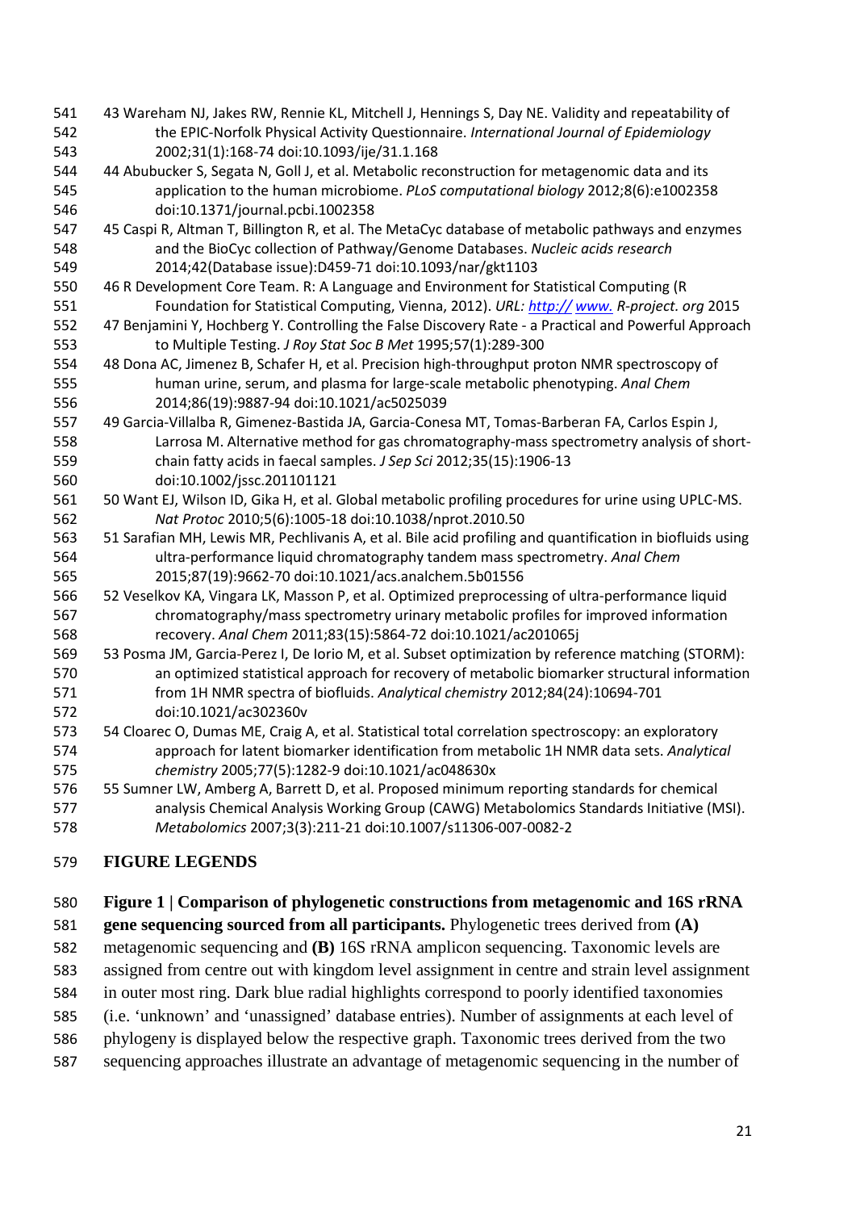43 Wareham NJ, Jakes RW, Rennie KL, Mitchell J, Hennings S, Day NE. Validity and repeatability of the EPIC-Norfolk Physical Activity Questionnaire. *International Journal of Epidemiology* 2002;31(1):168-74 doi:10.1093/ije/31.1.168

44 Abubucker S, Segata N, Goll J, et al. Metabolic reconstruction for metagenomic data and its application to the human microbiome. *PLoS computational biology* 2012;8(6):e1002358 doi:10.1371/journal.pcbi.1002358

45 Caspi R, Altman T, Billington R, et al. The MetaCyc database of metabolic pathways and enzymes and the BioCyc collection of Pathway/Genome Databases. *Nucleic acids research* 2014;42(Database issue):D459-71 doi:10.1093/nar/gkt1103

46 R Development Core Team. R: A Language and Environment for Statistical Computing (R Foundation for Statistical Computing, Vienna, 2012). *URL: http:// www. R-project. org* 2015

47 Benjamini Y, Hochberg Y. Controlling the False Discovery Rate - a Practical and Powerful Approach to Multiple Testing. *J Roy Stat Soc B Met* 1995;57(1):289-300

48 Dona AC, Jimenez B, Schafer H, et al. Precision high-throughput proton NMR spectroscopy of human urine, serum, and plasma for large-scale metabolic phenotyping. *Anal Chem* 2014;86(19):9887-94 doi:10.1021/ac5025039

49 Garcia-Villalba R, Gimenez-Bastida JA, Garcia-Conesa MT, Tomas-Barberan FA, Carlos Espin J, Larrosa M. Alternative method for gas chromatography-mass spectrometry analysis of short-chain fatty acids in faecal samples. *J Sep Sci* 2012;35(15):1906-13 doi:10.1002/jssc.201101121

50 Want EJ, Wilson ID, Gika H, et al. Global metabolic profiling procedures for urine using UPLC-MS. *Nat Protoc* 2010;5(6):1005-18 doi:10.1038/nprot.2010.50

51 Sarafian MH, Lewis MR, Pechlivanis A, et al. Bile acid profiling and quantification in biofluids using ultra-performance liquid chromatography tandem mass spectrometry. *Anal Chem* 2015;87(19):9662-70 doi:10.1021/acs.analchem.5b01556

52 Veselkov KA, Vingara LK, Masson P, et al. Optimized preprocessing of ultra-performance liquid chromatography/mass spectrometry urinary metabolic profiles for improved information recovery. *Anal Chem* 2011;83(15):5864-72 doi:10.1021/ac201065j

53 Posma JM, Garcia-Perez I, De Iorio M, et al. Subset optimization by reference matching (STORM): an optimized statistical approach for recovery of metabolic biomarker structural information from 1H NMR spectra of biofluids. *Analytical chemistry* 2012;84(24):10694-701 doi:10.1021/ac302360v

54 Cloarec O, Dumas ME, Craig A, et al. Statistical total correlation spectroscopy: an exploratory approach for latent biomarker identification from metabolic 1H NMR data sets. *Analytical chemistry* 2005;77(5):1282-9 doi:10.1021/ac048630x

55 Sumner LW, Amberg A, Barrett D, et al. Proposed minimum reporting standards for chemical analysis Chemical Analysis Working Group (CAWG) Metabolomics Standards Initiative (MSI). *Metabolomics* 2007;3(3):211-21 doi:10.1007/s11306-007-0082-2

## FIGURE LEGENDS

**Figure 1 | Comparison of phylogenetic constructions from metagenomic and 16S rRNA gene sequencing sourced from all participants.** Phylogenetic trees derived from **(A)** metagenomic sequencing and **(B)** 16S rRNA amplicon sequencing. Taxonomic levels are assigned from centre out with kingdom level assignment in centre and strain level assignment in outer most ring. Dark blue radial highlights correspond to poorly identified taxonomies (i.e. 'unknown' and 'unassigned' database entries). Number of assignments at each level of phylogeny is displayed below the respective graph. Taxonomic trees derived from the two sequencing approaches illustrate an advantage of metagenomic sequencing in the number of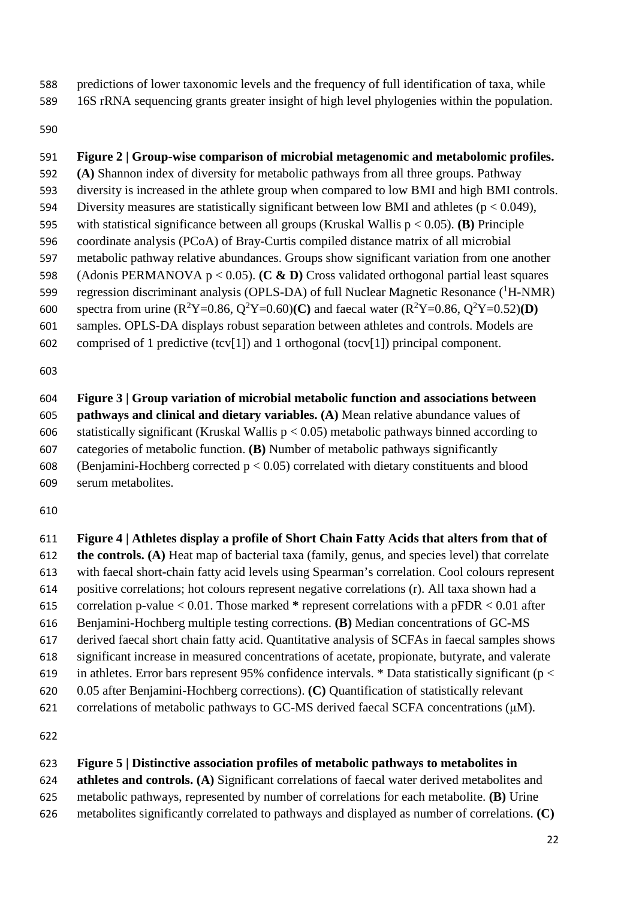predictions of lower taxonomic levels and the frequency of full identification of taxa, while 16S rRNA sequencing grants greater insight of high level phylogenies within the population.

**Figure 2 | Group-wise comparison of microbial metagenomic and metabolomic profiles.** **(A)** Shannon index of diversity for metabolic pathways from all three groups. Pathway diversity is increased in the athlete group when compared to low BMI and high BMI controls. Diversity measures are statistically significant between low BMI and athletes ($p < 0.049$), with statistical significance between all groups (Kruskal Wallis $p < 0.05$). **(B)** Principle coordinate analysis (PCoA) of Bray-Curtis compiled distance matrix of all microbial metabolic pathway relative abundances. Groups show significant variation from one another (Adonis PERMANOVA $p < 0.05$). **(C & D)** Cross validated orthogonal partial least squares regression discriminant analysis (OPLS-DA) of full Nuclear Magnetic Resonance ($^1$H-NMR) spectra from urine ($R^2Y=0.86$, $Q^2Y=0.60$)**(C)** and faecal water ($R^2Y=0.86$, $Q^2Y=0.52$)**(D)** samples. OPLS-DA displays robust separation between athletes and controls. Models are comprised of 1 predictive (tcv[1]) and 1 orthogonal (tocv[1]) principal component.

**Figure 3 | Group variation of microbial metabolic function and associations between pathways and clinical and dietary variables. (A)** Mean relative abundance values of statistically significant (Kruskal Wallis $p < 0.05$) metabolic pathways binned according to categories of metabolic function. **(B)** Number of metabolic pathways significantly (Benjamini-Hochberg corrected $p < 0.05$) correlated with dietary constituents and blood serum metabolites.

**Figure 4 | Athletes display a profile of Short Chain Fatty Acids that alters from that of the controls. (A)** Heat map of bacterial taxa (family, genus, and species level) that correlate with faecal short-chain fatty acid levels using Spearman's correlation. Cool colours represent positive correlations; hot colours represent negative correlations (r). All taxa shown had a correlation p-value < 0.01. Those marked **\*** represent correlations with a pFDR < 0.01 after Benjamini-Hochberg multiple testing corrections. **(B)** Median concentrations of GC-MS derived faecal short chain fatty acid. Quantitative analysis of SCFAs in faecal samples shows significant increase in measured concentrations of acetate, propionate, butyrate, and valerate in athletes. Error bars represent 95% confidence intervals. * Data statistically significant ($p < 0.05$ after Benjamini-Hochberg corrections). **(C)** Quantification of statistically relevant correlations of metabolic pathways to GC-MS derived faecal SCFA concentrations (μM).

**Figure 5 | Distinctive association profiles of metabolic pathways to metabolites in athletes and controls. (A)** Significant correlations of faecal water derived metabolites and metabolic pathways, represented by number of correlations for each metabolite. **(B)** Urine metabolites significantly correlated to pathways and displayed as number of correlations. **(C)**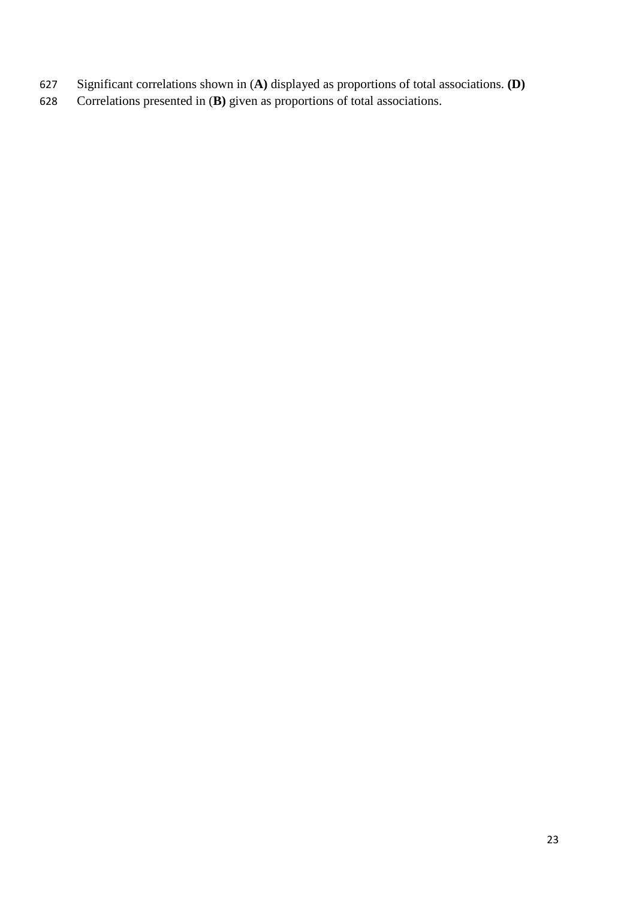Significant correlations shown in (**A)** displayed as proportions of total associations. **(D)** Correlations presented in (**B)** given as proportions of total associations.